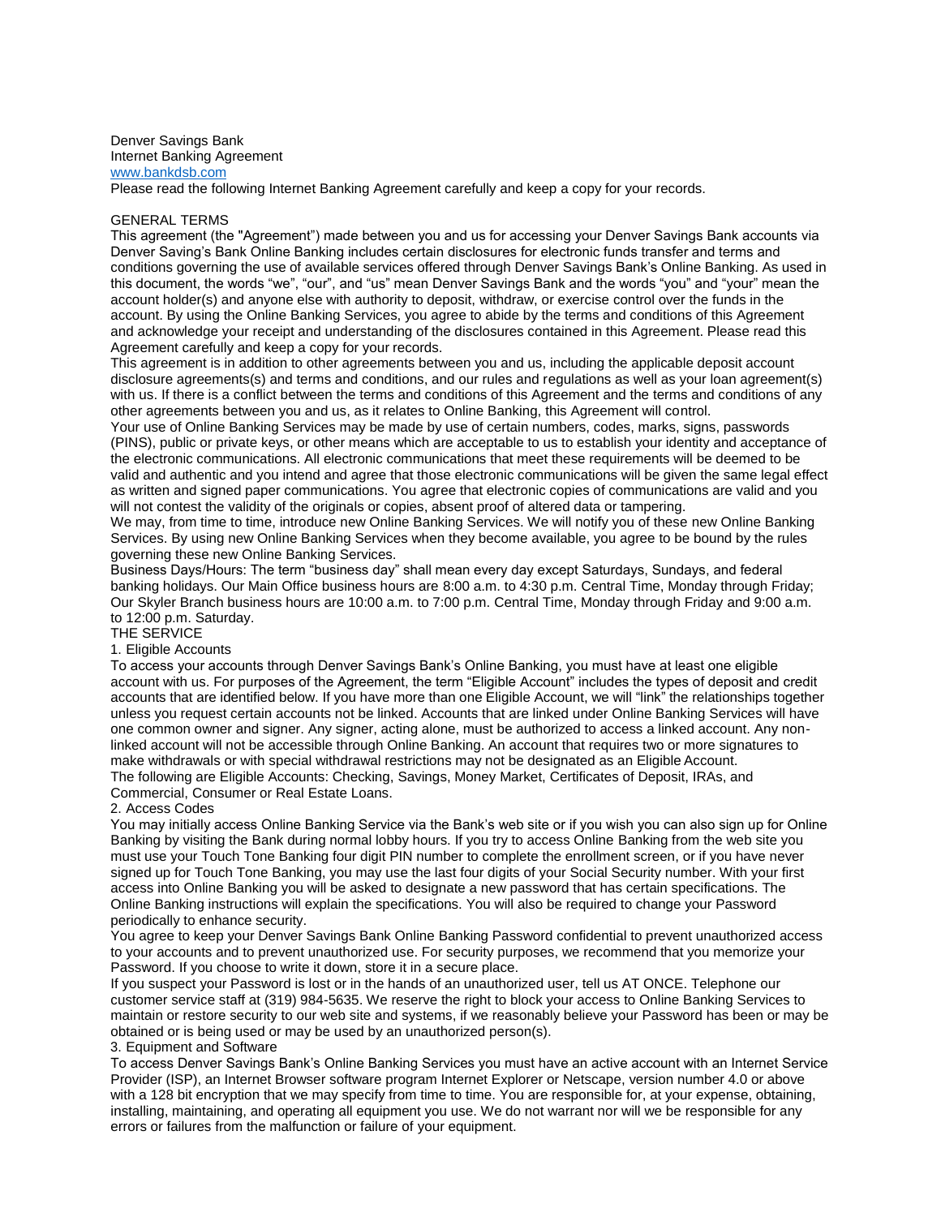Denver Savings Bank
Internet Banking Agreement
www.bankdsb.com

Please read the following Internet Banking Agreement carefully and keep a copy for your records.

## GENERAL TERMS

This agreement (the "Agreement") made between you and us for accessing your Denver Savings Bank accounts via Denver Saving's Bank Online Banking includes certain disclosures for electronic funds transfer and terms and conditions governing the use of available services offered through Denver Savings Bank's Online Banking. As used in this document, the words "we", "our", and "us" mean Denver Savings Bank and the words "you" and "your" mean the account holder(s) and anyone else with authority to deposit, withdraw, or exercise control over the funds in the account. By using the Online Banking Services, you agree to abide by the terms and conditions of this Agreement and acknowledge your receipt and understanding of the disclosures contained in this Agreement. Please read this Agreement carefully and keep a copy for your records.

This agreement is in addition to other agreements between you and us, including the applicable deposit account disclosure agreements(s) and terms and conditions, and our rules and regulations as well as your loan agreement(s) with us. If there is a conflict between the terms and conditions of this Agreement and the terms and conditions of any other agreements between you and us, as it relates to Online Banking, this Agreement will control.

Your use of Online Banking Services may be made by use of certain numbers, codes, marks, signs, passwords (PINS), public or private keys, or other means which are acceptable to us to establish your identity and acceptance of the electronic communications. All electronic communications that meet these requirements will be deemed to be valid and authentic and you intend and agree that those electronic communications will be given the same legal effect as written and signed paper communications. You agree that electronic copies of communications are valid and you will not contest the validity of the originals or copies, absent proof of altered data or tampering.

We may, from time to time, introduce new Online Banking Services. We will notify you of these new Online Banking Services. By using new Online Banking Services when they become available, you agree to be bound by the rules governing these new Online Banking Services.

Business Days/Hours: The term "business day" shall mean every day except Saturdays, Sundays, and federal banking holidays. Our Main Office business hours are 8:00 a.m. to 4:30 p.m. Central Time, Monday through Friday; Our Skyler Branch business hours are 10:00 a.m. to 7:00 p.m. Central Time, Monday through Friday and 9:00 a.m. to 12:00 p.m. Saturday.

## THE SERVICE

### 1. Eligible Accounts

To access your accounts through Denver Savings Bank's Online Banking, you must have at least one eligible account with us. For purposes of the Agreement, the term "Eligible Account" includes the types of deposit and credit accounts that are identified below. If you have more than one Eligible Account, we will "link" the relationships together unless you request certain accounts not be linked. Accounts that are linked under Online Banking Services will have one common owner and signer. Any signer, acting alone, must be authorized to access a linked account. Any non-linked account will not be accessible through Online Banking. An account that requires two or more signatures to make withdrawals or with special withdrawal restrictions may not be designated as an Eligible Account.

The following are Eligible Accounts: Checking, Savings, Money Market, Certificates of Deposit, IRAs, and Commercial, Consumer or Real Estate Loans.

### 2. Access Codes

You may initially access Online Banking Service via the Bank's web site or if you wish you can also sign up for Online Banking by visiting the Bank during normal lobby hours. If you try to access Online Banking from the web site you must use your Touch Tone Banking four digit PIN number to complete the enrollment screen, or if you have never signed up for Touch Tone Banking, you may use the last four digits of your Social Security number. With your first access into Online Banking you will be asked to designate a new password that has certain specifications. The Online Banking instructions will explain the specifications. You will also be required to change your Password periodically to enhance security.

You agree to keep your Denver Savings Bank Online Banking Password confidential to prevent unauthorized access to your accounts and to prevent unauthorized use. For security purposes, we recommend that you memorize your Password. If you choose to write it down, store it in a secure place.

If you suspect your Password is lost or in the hands of an unauthorized user, tell us AT ONCE. Telephone our customer service staff at (319) 984-5635. We reserve the right to block your access to Online Banking Services to maintain or restore security to our web site and systems, if we reasonably believe your Password has been or may be obtained or is being used or may be used by an unauthorized person(s).

### 3. Equipment and Software

To access Denver Savings Bank's Online Banking Services you must have an active account with an Internet Service Provider (ISP), an Internet Browser software program Internet Explorer or Netscape, version number 4.0 or above with a 128 bit encryption that we may specify from time to time. You are responsible for, at your expense, obtaining, installing, maintaining, and operating all equipment you use. We do not warrant nor will we be responsible for any errors or failures from the malfunction or failure of your equipment.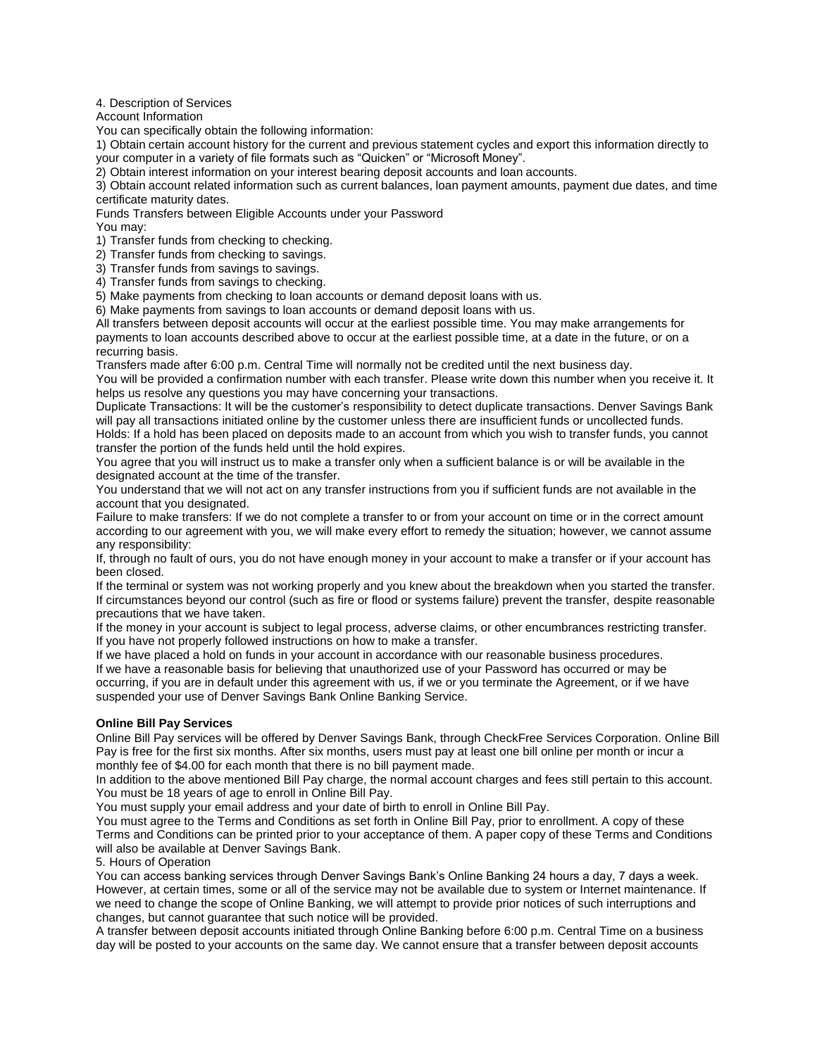4. Description of Services

Account Information

You can specifically obtain the following information:

1) Obtain certain account history for the current and previous statement cycles and export this information directly to your computer in a variety of file formats such as "Quicken" or "Microsoft Money".

2) Obtain interest information on your interest bearing deposit accounts and loan accounts.

3) Obtain account related information such as current balances, loan payment amounts, payment due dates, and time certificate maturity dates.

Funds Transfers between Eligible Accounts under your Password

You may:

1) Transfer funds from checking to checking.

2) Transfer funds from checking to savings.

3) Transfer funds from savings to savings.

4) Transfer funds from savings to checking.

5) Make payments from checking to loan accounts or demand deposit loans with us.

6) Make payments from savings to loan accounts or demand deposit loans with us.

All transfers between deposit accounts will occur at the earliest possible time. You may make arrangements for payments to loan accounts described above to occur at the earliest possible time, at a date in the future, or on a recurring basis.

Transfers made after 6:00 p.m. Central Time will normally not be credited until the next business day.

You will be provided a confirmation number with each transfer. Please write down this number when you receive it. It helps us resolve any questions you may have concerning your transactions.

Duplicate Transactions: It will be the customer's responsibility to detect duplicate transactions. Denver Savings Bank will pay all transactions initiated online by the customer unless there are insufficient funds or uncollected funds.

Holds: If a hold has been placed on deposits made to an account from which you wish to transfer funds, you cannot transfer the portion of the funds held until the hold expires.

You agree that you will instruct us to make a transfer only when a sufficient balance is or will be available in the designated account at the time of the transfer.

You understand that we will not act on any transfer instructions from you if sufficient funds are not available in the account that you designated.

Failure to make transfers: If we do not complete a transfer to or from your account on time or in the correct amount according to our agreement with you, we will make every effort to remedy the situation; however, we cannot assume any responsibility:

If, through no fault of ours, you do not have enough money in your account to make a transfer or if your account has been closed.

If the terminal or system was not working properly and you knew about the breakdown when you started the transfer.

If circumstances beyond our control (such as fire or flood or systems failure) prevent the transfer, despite reasonable precautions that we have taken.

If the money in your account is subject to legal process, adverse claims, or other encumbrances restricting transfer.

If you have not properly followed instructions on how to make a transfer.

If we have placed a hold on funds in your account in accordance with our reasonable business procedures.

If we have a reasonable basis for believing that unauthorized use of your Password has occurred or may be occurring, if you are in default under this agreement with us, if we or you terminate the Agreement, or if we have suspended your use of Denver Savings Bank Online Banking Service.

**Online Bill Pay Services**

Online Bill Pay services will be offered by Denver Savings Bank, through CheckFree Services Corporation. Online Bill Pay is free for the first six months. After six months, users must pay at least one bill online per month or incur a monthly fee of $4.00 for each month that there is no bill payment made.

In addition to the above mentioned Bill Pay charge, the normal account charges and fees still pertain to this account.

You must be 18 years of age to enroll in Online Bill Pay.

You must supply your email address and your date of birth to enroll in Online Bill Pay.

You must agree to the Terms and Conditions as set forth in Online Bill Pay, prior to enrollment. A copy of these Terms and Conditions can be printed prior to your acceptance of them. A paper copy of these Terms and Conditions will also be available at Denver Savings Bank.

5. Hours of Operation

You can access banking services through Denver Savings Bank's Online Banking 24 hours a day, 7 days a week. However, at certain times, some or all of the service may not be available due to system or Internet maintenance. If we need to change the scope of Online Banking, we will attempt to provide prior notices of such interruptions and changes, but cannot guarantee that such notice will be provided.

A transfer between deposit accounts initiated through Online Banking before 6:00 p.m. Central Time on a business day will be posted to your accounts on the same day. We cannot ensure that a transfer between deposit accounts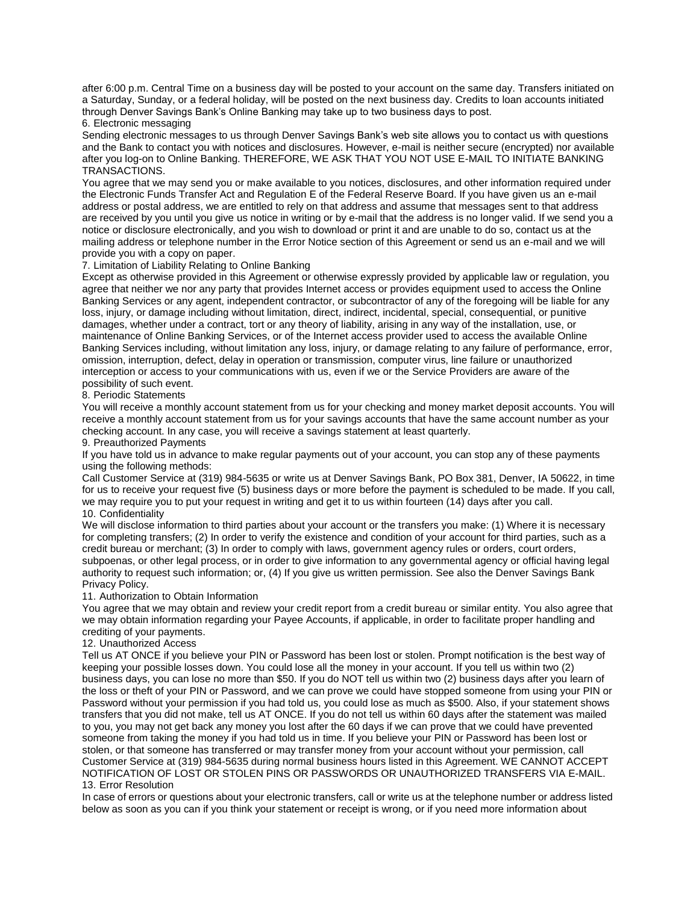after 6:00 p.m. Central Time on a business day will be posted to your account on the same day. Transfers initiated on a Saturday, Sunday, or a federal holiday, will be posted on the next business day. Credits to loan accounts initiated through Denver Savings Bank's Online Banking may take up to two business days to post.

6. Electronic messaging

Sending electronic messages to us through Denver Savings Bank's web site allows you to contact us with questions and the Bank to contact you with notices and disclosures. However, e-mail is neither secure (encrypted) nor available after you log-on to Online Banking. THEREFORE, WE ASK THAT YOU NOT USE E-MAIL TO INITIATE BANKING TRANSACTIONS.

You agree that we may send you or make available to you notices, disclosures, and other information required under the Electronic Funds Transfer Act and Regulation E of the Federal Reserve Board. If you have given us an e-mail address or postal address, we are entitled to rely on that address and assume that messages sent to that address are received by you until you give us notice in writing or by e-mail that the address is no longer valid. If we send you a notice or disclosure electronically, and you wish to download or print it and are unable to do so, contact us at the mailing address or telephone number in the Error Notice section of this Agreement or send us an e-mail and we will provide you with a copy on paper.

7. Limitation of Liability Relating to Online Banking

Except as otherwise provided in this Agreement or otherwise expressly provided by applicable law or regulation, you agree that neither we nor any party that provides Internet access or provides equipment used to access the Online Banking Services or any agent, independent contractor, or subcontractor of any of the foregoing will be liable for any loss, injury, or damage including without limitation, direct, indirect, incidental, special, consequential, or punitive damages, whether under a contract, tort or any theory of liability, arising in any way of the installation, use, or maintenance of Online Banking Services, or of the Internet access provider used to access the available Online Banking Services including, without limitation any loss, injury, or damage relating to any failure of performance, error, omission, interruption, defect, delay in operation or transmission, computer virus, line failure or unauthorized interception or access to your communications with us, even if we or the Service Providers are aware of the possibility of such event.

8. Periodic Statements

You will receive a monthly account statement from us for your checking and money market deposit accounts. You will receive a monthly account statement from us for your savings accounts that have the same account number as your checking account. In any case, you will receive a savings statement at least quarterly.

9. Preauthorized Payments

If you have told us in advance to make regular payments out of your account, you can stop any of these payments using the following methods:

Call Customer Service at (319) 984-5635 or write us at Denver Savings Bank, PO Box 381, Denver, IA 50622, in time for us to receive your request five (5) business days or more before the payment is scheduled to be made. If you call, we may require you to put your request in writing and get it to us within fourteen (14) days after you call.

10. Confidentiality

We will disclose information to third parties about your account or the transfers you make: (1) Where it is necessary for completing transfers; (2) In order to verify the existence and condition of your account for third parties, such as a credit bureau or merchant; (3) In order to comply with laws, government agency rules or orders, court orders, subpoenas, or other legal process, or in order to give information to any governmental agency or official having legal authority to request such information; or, (4) If you give us written permission. See also the Denver Savings Bank Privacy Policy.

11. Authorization to Obtain Information

You agree that we may obtain and review your credit report from a credit bureau or similar entity. You also agree that we may obtain information regarding your Payee Accounts, if applicable, in order to facilitate proper handling and crediting of your payments.

12. Unauthorized Access

Tell us AT ONCE if you believe your PIN or Password has been lost or stolen. Prompt notification is the best way of keeping your possible losses down. You could lose all the money in your account. If you tell us within two (2) business days, you can lose no more than $50. If you do NOT tell us within two (2) business days after you learn of the loss or theft of your PIN or Password, and we can prove we could have stopped someone from using your PIN or Password without your permission if you had told us, you could lose as much as $500. Also, if your statement shows transfers that you did not make, tell us AT ONCE. If you do not tell us within 60 days after the statement was mailed to you, you may not get back any money you lost after the 60 days if we can prove that we could have prevented someone from taking the money if you had told us in time. If you believe your PIN or Password has been lost or stolen, or that someone has transferred or may transfer money from your account without your permission, call Customer Service at (319) 984-5635 during normal business hours listed in this Agreement. WE CANNOT ACCEPT NOTIFICATION OF LOST OR STOLEN PINS OR PASSWORDS OR UNAUTHORIZED TRANSFERS VIA E-MAIL.

13. Error Resolution

In case of errors or questions about your electronic transfers, call or write us at the telephone number or address listed below as soon as you can if you think your statement or receipt is wrong, or if you need more information about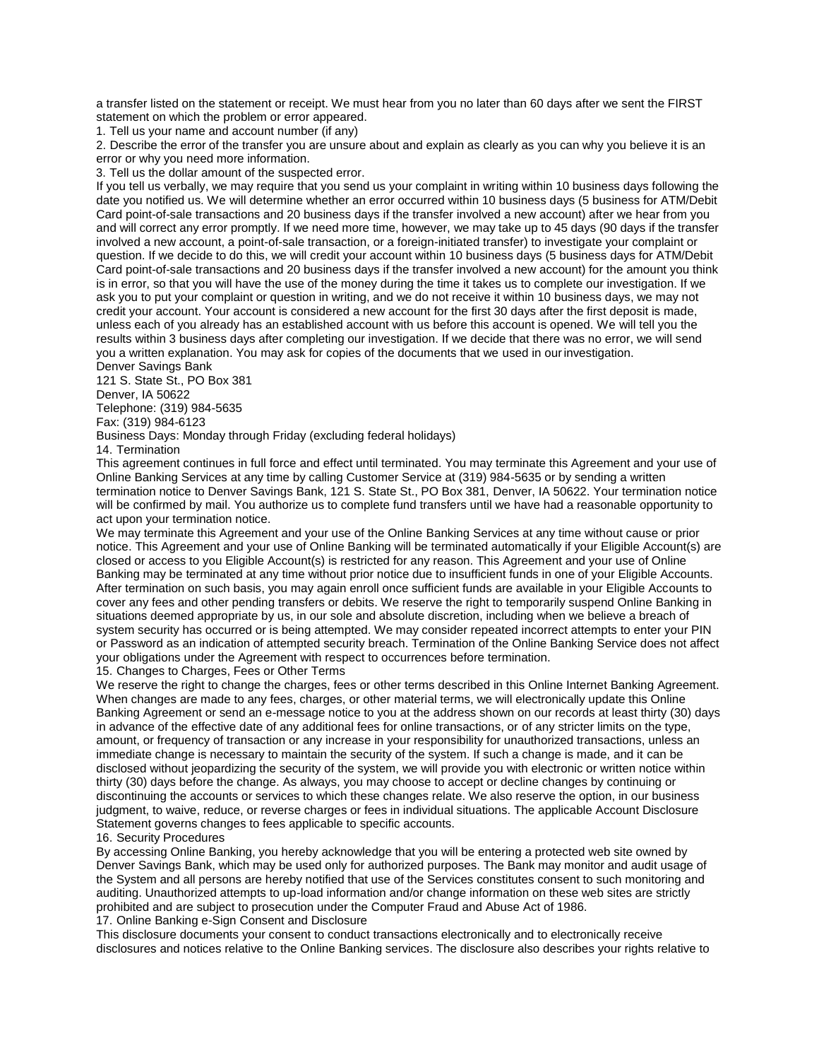a transfer listed on the statement or receipt. We must hear from you no later than 60 days after we sent the FIRST statement on which the problem or error appeared.

1. Tell us your name and account number (if any)
2. Describe the error of the transfer you are unsure about and explain as clearly as you can why you believe it is an error or why you need more information.
3. Tell us the dollar amount of the suspected error.

If you tell us verbally, we may require that you send us your complaint in writing within 10 business days following the date you notified us. We will determine whether an error occurred within 10 business days (5 business for ATM/Debit Card point-of-sale transactions and 20 business days if the transfer involved a new account) after we hear from you and will correct any error promptly. If we need more time, however, we may take up to 45 days (90 days if the transfer involved a new account, a point-of-sale transaction, or a foreign-initiated transfer) to investigate your complaint or question. If we decide to do this, we will credit your account within 10 business days (5 business days for ATM/Debit Card point-of-sale transactions and 20 business days if the transfer involved a new account) for the amount you think is in error, so that you will have the use of the money during the time it takes us to complete our investigation. If we ask you to put your complaint or question in writing, and we do not receive it within 10 business days, we may not credit your account. Your account is considered a new account for the first 30 days after the first deposit is made, unless each of you already has an established account with us before this account is opened. We will tell you the results within 3 business days after completing our investigation. If we decide that there was no error, we will send you a written explanation. You may ask for copies of the documents that we used in our investigation.

Denver Savings Bank
121 S. State St., PO Box 381
Denver, IA 50622
Telephone: (319) 984-5635
Fax: (319) 984-6123
Business Days: Monday through Friday (excluding federal holidays)

14. Termination

This agreement continues in full force and effect until terminated. You may terminate this Agreement and your use of Online Banking Services at any time by calling Customer Service at (319) 984-5635 or by sending a written termination notice to Denver Savings Bank, 121 S. State St., PO Box 381, Denver, IA 50622. Your termination notice will be confirmed by mail. You authorize us to complete fund transfers until we have had a reasonable opportunity to act upon your termination notice.

We may terminate this Agreement and your use of the Online Banking Services at any time without cause or prior notice. This Agreement and your use of Online Banking will be terminated automatically if your Eligible Account(s) are closed or access to you Eligible Account(s) is restricted for any reason. This Agreement and your use of Online Banking may be terminated at any time without prior notice due to insufficient funds in one of your Eligible Accounts. After termination on such basis, you may again enroll once sufficient funds are available in your Eligible Accounts to cover any fees and other pending transfers or debits. We reserve the right to temporarily suspend Online Banking in situations deemed appropriate by us, in our sole and absolute discretion, including when we believe a breach of system security has occurred or is being attempted. We may consider repeated incorrect attempts to enter your PIN or Password as an indication of attempted security breach. Termination of the Online Banking Service does not affect your obligations under the Agreement with respect to occurrences before termination.

15. Changes to Charges, Fees or Other Terms

We reserve the right to change the charges, fees or other terms described in this Online Internet Banking Agreement. When changes are made to any fees, charges, or other material terms, we will electronically update this Online Banking Agreement or send an e-message notice to you at the address shown on our records at least thirty (30) days in advance of the effective date of any additional fees for online transactions, or of any stricter limits on the type, amount, or frequency of transaction or any increase in your responsibility for unauthorized transactions, unless an immediate change is necessary to maintain the security of the system. If such a change is made, and it can be disclosed without jeopardizing the security of the system, we will provide you with electronic or written notice within thirty (30) days before the change. As always, you may choose to accept or decline changes by continuing or discontinuing the accounts or services to which these changes relate. We also reserve the option, in our business judgment, to waive, reduce, or reverse charges or fees in individual situations. The applicable Account Disclosure Statement governs changes to fees applicable to specific accounts.

16. Security Procedures

By accessing Online Banking, you hereby acknowledge that you will be entering a protected web site owned by Denver Savings Bank, which may be used only for authorized purposes. The Bank may monitor and audit usage of the System and all persons are hereby notified that use of the Services constitutes consent to such monitoring and auditing. Unauthorized attempts to up-load information and/or change information on these web sites are strictly prohibited and are subject to prosecution under the Computer Fraud and Abuse Act of 1986.

17. Online Banking e-Sign Consent and Disclosure

This disclosure documents your consent to conduct transactions electronically and to electronically receive disclosures and notices relative to the Online Banking services. The disclosure also describes your rights relative to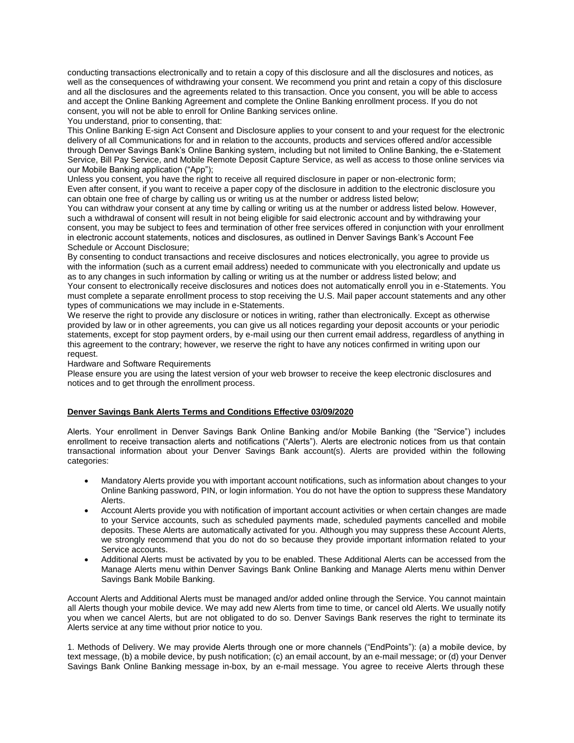conducting transactions electronically and to retain a copy of this disclosure and all the disclosures and notices, as well as the consequences of withdrawing your consent. We recommend you print and retain a copy of this disclosure and all the disclosures and the agreements related to this transaction. Once you consent, you will be able to access and accept the Online Banking Agreement and complete the Online Banking enrollment process. If you do not consent, you will not be able to enroll for Online Banking services online.

You understand, prior to consenting, that:

This Online Banking E-sign Act Consent and Disclosure applies to your consent to and your request for the electronic delivery of all Communications for and in relation to the accounts, products and services offered and/or accessible through Denver Savings Bank's Online Banking system, including but not limited to Online Banking, the e-Statement Service, Bill Pay Service, and Mobile Remote Deposit Capture Service, as well as access to those online services via our Mobile Banking application ("App");

Unless you consent, you have the right to receive all required disclosure in paper or non-electronic form;

Even after consent, if you want to receive a paper copy of the disclosure in addition to the electronic disclosure you can obtain one free of charge by calling us or writing us at the number or address listed below;

You can withdraw your consent at any time by calling or writing us at the number or address listed below. However, such a withdrawal of consent will result in not being eligible for said electronic account and by withdrawing your consent, you may be subject to fees and termination of other free services offered in conjunction with your enrollment in electronic account statements, notices and disclosures, as outlined in Denver Savings Bank's Account Fee Schedule or Account Disclosure;

By consenting to conduct transactions and receive disclosures and notices electronically, you agree to provide us with the information (such as a current email address) needed to communicate with you electronically and update us as to any changes in such information by calling or writing us at the number or address listed below; and

Your consent to electronically receive disclosures and notices does not automatically enroll you in e-Statements. You must complete a separate enrollment process to stop receiving the U.S. Mail paper account statements and any other types of communications we may include in e-Statements.

We reserve the right to provide any disclosure or notices in writing, rather than electronically. Except as otherwise provided by law or in other agreements, you can give us all notices regarding your deposit accounts or your periodic statements, except for stop payment orders, by e-mail using our then current email address, regardless of anything in this agreement to the contrary; however, we reserve the right to have any notices confirmed in writing upon our request.

Hardware and Software Requirements

Please ensure you are using the latest version of your web browser to receive the keep electronic disclosures and notices and to get through the enrollment process.

## Denver Savings Bank Alerts Terms and Conditions Effective 03/09/2020

Alerts. Your enrollment in Denver Savings Bank Online Banking and/or Mobile Banking (the "Service") includes enrollment to receive transaction alerts and notifications ("Alerts"). Alerts are electronic notices from us that contain transactional information about your Denver Savings Bank account(s). Alerts are provided within the following categories:

- Mandatory Alerts provide you with important account notifications, such as information about changes to your Online Banking password, PIN, or login information. You do not have the option to suppress these Mandatory Alerts.
- Account Alerts provide you with notification of important account activities or when certain changes are made to your Service accounts, such as scheduled payments made, scheduled payments cancelled and mobile deposits. These Alerts are automatically activated for you. Although you may suppress these Account Alerts, we strongly recommend that you do not do so because they provide important information related to your Service accounts.
- Additional Alerts must be activated by you to be enabled. These Additional Alerts can be accessed from the Manage Alerts menu within Denver Savings Bank Online Banking and Manage Alerts menu within Denver Savings Bank Mobile Banking.

Account Alerts and Additional Alerts must be managed and/or added online through the Service. You cannot maintain all Alerts though your mobile device. We may add new Alerts from time to time, or cancel old Alerts. We usually notify you when we cancel Alerts, but are not obligated to do so. Denver Savings Bank reserves the right to terminate its Alerts service at any time without prior notice to you.

1. Methods of Delivery. We may provide Alerts through one or more channels ("EndPoints"): (a) a mobile device, by text message, (b) a mobile device, by push notification; (c) an email account, by an e-mail message; or (d) your Denver Savings Bank Online Banking message in-box, by an e-mail message. You agree to receive Alerts through these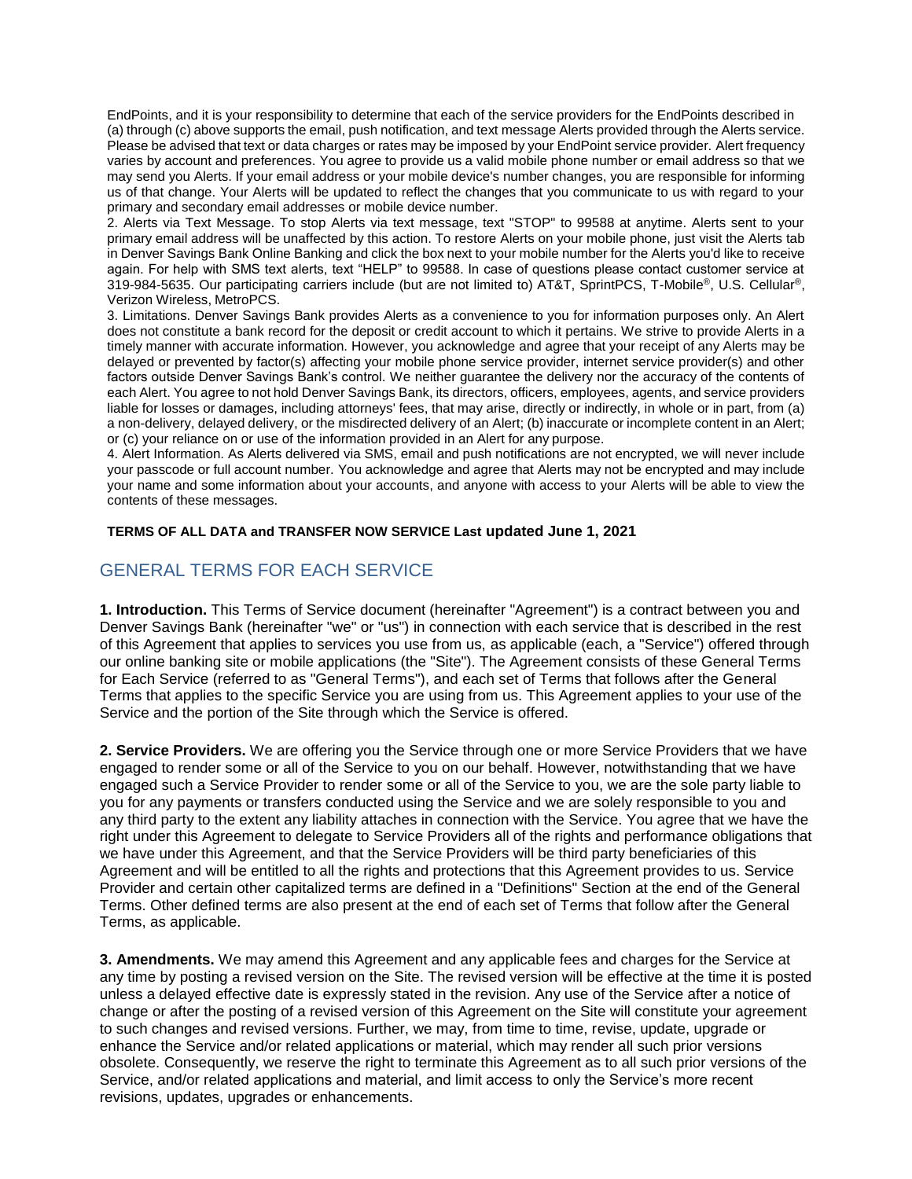EndPoints, and it is your responsibility to determine that each of the service providers for the EndPoints described in (a) through (c) above supports the email, push notification, and text message Alerts provided through the Alerts service. Please be advised that text or data charges or rates may be imposed by your EndPoint service provider. Alert frequency varies by account and preferences. You agree to provide us a valid mobile phone number or email address so that we may send you Alerts. If your email address or your mobile device's number changes, you are responsible for informing us of that change. Your Alerts will be updated to reflect the changes that you communicate to us with regard to your primary and secondary email addresses or mobile device number.

2. Alerts via Text Message. To stop Alerts via text message, text "STOP" to 99588 at anytime. Alerts sent to your primary email address will be unaffected by this action. To restore Alerts on your mobile phone, just visit the Alerts tab in Denver Savings Bank Online Banking and click the box next to your mobile number for the Alerts you'd like to receive again. For help with SMS text alerts, text "HELP" to 99588. In case of questions please contact customer service at 319-984-5635. Our participating carriers include (but are not limited to) AT&T, SprintPCS, T-Mobile®, U.S. Cellular®, Verizon Wireless, MetroPCS.

3. Limitations. Denver Savings Bank provides Alerts as a convenience to you for information purposes only. An Alert does not constitute a bank record for the deposit or credit account to which it pertains. We strive to provide Alerts in a timely manner with accurate information. However, you acknowledge and agree that your receipt of any Alerts may be delayed or prevented by factor(s) affecting your mobile phone service provider, internet service provider(s) and other factors outside Denver Savings Bank's control. We neither guarantee the delivery nor the accuracy of the contents of each Alert. You agree to not hold Denver Savings Bank, its directors, officers, employees, agents, and service providers liable for losses or damages, including attorneys' fees, that may arise, directly or indirectly, in whole or in part, from (a) a non-delivery, delayed delivery, or the misdirected delivery of an Alert; (b) inaccurate or incomplete content in an Alert; or (c) your reliance on or use of the information provided in an Alert for any purpose.

4. Alert Information. As Alerts delivered via SMS, email and push notifications are not encrypted, we will never include your passcode or full account number. You acknowledge and agree that Alerts may not be encrypted and may include your name and some information about your accounts, and anyone with access to your Alerts will be able to view the contents of these messages.

**TERMS OF ALL DATA and TRANSFER NOW SERVICE Last updated June 1, 2021**

## GENERAL TERMS FOR EACH SERVICE

**1. Introduction.** This Terms of Service document (hereinafter "Agreement") is a contract between you and Denver Savings Bank (hereinafter "we" or "us") in connection with each service that is described in the rest of this Agreement that applies to services you use from us, as applicable (each, a "Service") offered through our online banking site or mobile applications (the "Site"). The Agreement consists of these General Terms for Each Service (referred to as "General Terms"), and each set of Terms that follows after the General Terms that applies to the specific Service you are using from us. This Agreement applies to your use of the Service and the portion of the Site through which the Service is offered.

**2. Service Providers.** We are offering you the Service through one or more Service Providers that we have engaged to render some or all of the Service to you on our behalf. However, notwithstanding that we have engaged such a Service Provider to render some or all of the Service to you, we are the sole party liable to you for any payments or transfers conducted using the Service and we are solely responsible to you and any third party to the extent any liability attaches in connection with the Service. You agree that we have the right under this Agreement to delegate to Service Providers all of the rights and performance obligations that we have under this Agreement, and that the Service Providers will be third party beneficiaries of this Agreement and will be entitled to all the rights and protections that this Agreement provides to us. Service Provider and certain other capitalized terms are defined in a "Definitions" Section at the end of the General Terms. Other defined terms are also present at the end of each set of Terms that follow after the General Terms, as applicable.

**3. Amendments.** We may amend this Agreement and any applicable fees and charges for the Service at any time by posting a revised version on the Site. The revised version will be effective at the time it is posted unless a delayed effective date is expressly stated in the revision. Any use of the Service after a notice of change or after the posting of a revised version of this Agreement on the Site will constitute your agreement to such changes and revised versions. Further, we may, from time to time, revise, update, upgrade or enhance the Service and/or related applications or material, which may render all such prior versions obsolete. Consequently, we reserve the right to terminate this Agreement as to all such prior versions of the Service, and/or related applications and material, and limit access to only the Service's more recent revisions, updates, upgrades or enhancements.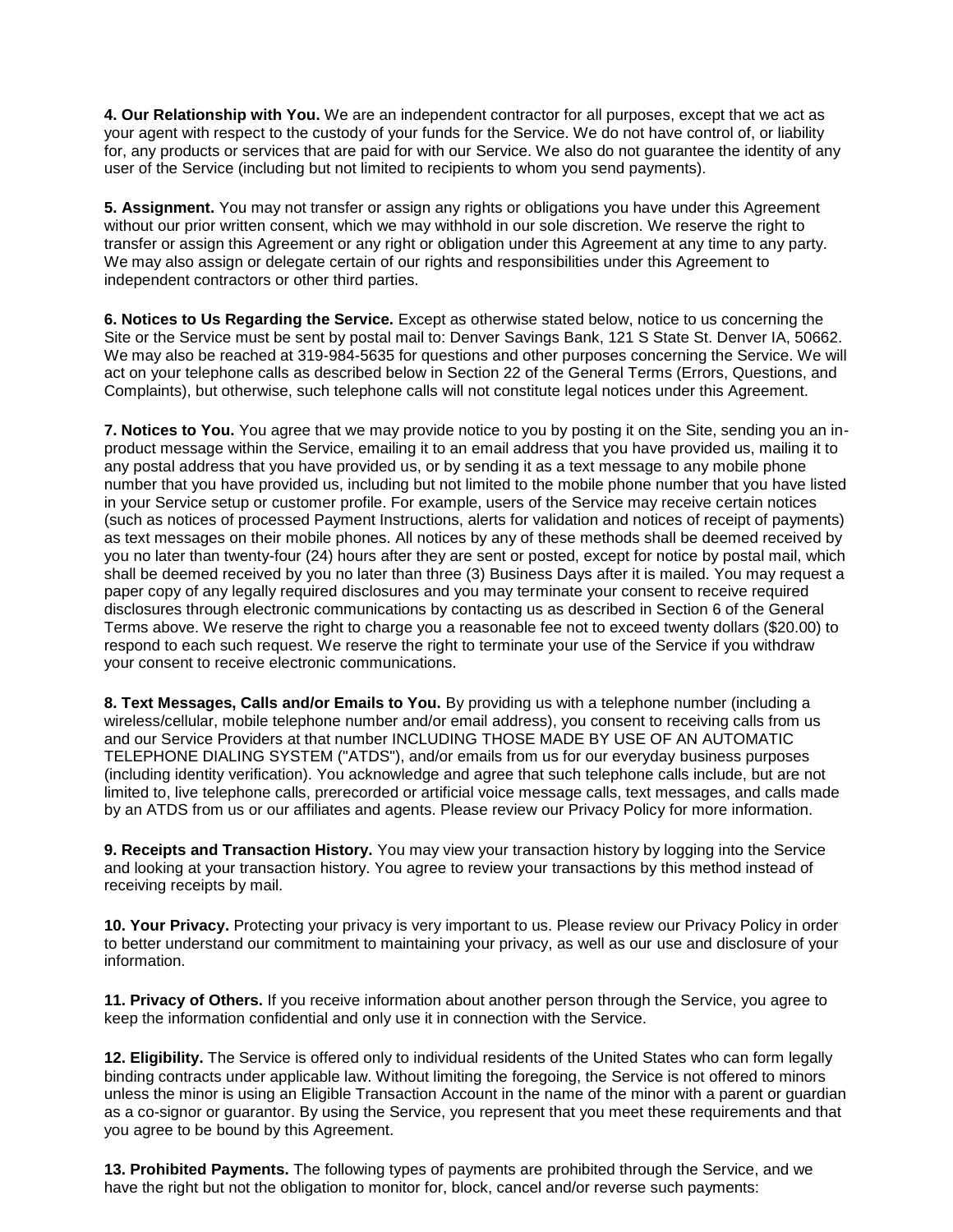**4. Our Relationship with You.** We are an independent contractor for all purposes, except that we act as your agent with respect to the custody of your funds for the Service. We do not have control of, or liability for, any products or services that are paid for with our Service. We also do not guarantee the identity of any user of the Service (including but not limited to recipients to whom you send payments).

**5. Assignment.** You may not transfer or assign any rights or obligations you have under this Agreement without our prior written consent, which we may withhold in our sole discretion. We reserve the right to transfer or assign this Agreement or any right or obligation under this Agreement at any time to any party. We may also assign or delegate certain of our rights and responsibilities under this Agreement to independent contractors or other third parties.

**6. Notices to Us Regarding the Service.** Except as otherwise stated below, notice to us concerning the Site or the Service must be sent by postal mail to: Denver Savings Bank, 121 S State St. Denver IA, 50662. We may also be reached at 319-984-5635 for questions and other purposes concerning the Service. We will act on your telephone calls as described below in Section 22 of the General Terms (Errors, Questions, and Complaints), but otherwise, such telephone calls will not constitute legal notices under this Agreement.

**7. Notices to You.** You agree that we may provide notice to you by posting it on the Site, sending you an in-product message within the Service, emailing it to an email address that you have provided us, mailing it to any postal address that you have provided us, or by sending it as a text message to any mobile phone number that you have provided us, including but not limited to the mobile phone number that you have listed in your Service setup or customer profile. For example, users of the Service may receive certain notices (such as notices of processed Payment Instructions, alerts for validation and notices of receipt of payments) as text messages on their mobile phones. All notices by any of these methods shall be deemed received by you no later than twenty-four (24) hours after they are sent or posted, except for notice by postal mail, which shall be deemed received by you no later than three (3) Business Days after it is mailed. You may request a paper copy of any legally required disclosures and you may terminate your consent to receive required disclosures through electronic communications by contacting us as described in Section 6 of the General Terms above. We reserve the right to charge you a reasonable fee not to exceed twenty dollars ($20.00) to respond to each such request. We reserve the right to terminate your use of the Service if you withdraw your consent to receive electronic communications.

**8. Text Messages, Calls and/or Emails to You.** By providing us with a telephone number (including a wireless/cellular, mobile telephone number and/or email address), you consent to receiving calls from us and our Service Providers at that number INCLUDING THOSE MADE BY USE OF AN AUTOMATIC TELEPHONE DIALING SYSTEM ("ATDS"), and/or emails from us for our everyday business purposes (including identity verification). You acknowledge and agree that such telephone calls include, but are not limited to, live telephone calls, prerecorded or artificial voice message calls, text messages, and calls made by an ATDS from us or our affiliates and agents. Please review our Privacy Policy for more information.

**9. Receipts and Transaction History.** You may view your transaction history by logging into the Service and looking at your transaction history. You agree to review your transactions by this method instead of receiving receipts by mail.

**10. Your Privacy.** Protecting your privacy is very important to us. Please review our Privacy Policy in order to better understand our commitment to maintaining your privacy, as well as our use and disclosure of your information.

**11. Privacy of Others.** If you receive information about another person through the Service, you agree to keep the information confidential and only use it in connection with the Service.

**12. Eligibility.** The Service is offered only to individual residents of the United States who can form legally binding contracts under applicable law. Without limiting the foregoing, the Service is not offered to minors unless the minor is using an Eligible Transaction Account in the name of the minor with a parent or guardian as a co-signor or guarantor. By using the Service, you represent that you meet these requirements and that you agree to be bound by this Agreement.

**13. Prohibited Payments.** The following types of payments are prohibited through the Service, and we have the right but not the obligation to monitor for, block, cancel and/or reverse such payments: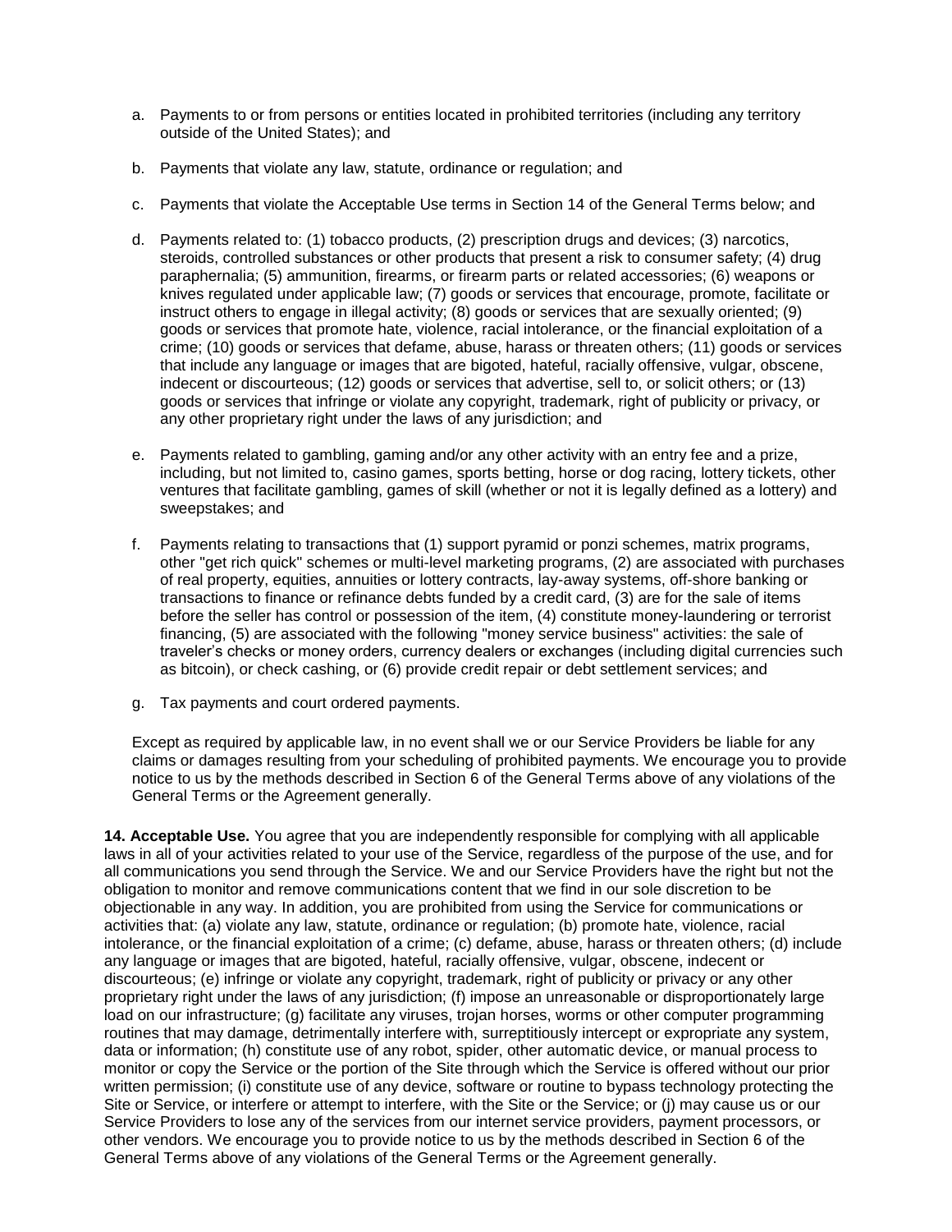a. Payments to or from persons or entities located in prohibited territories (including any territory outside of the United States); and

b. Payments that violate any law, statute, ordinance or regulation; and

c. Payments that violate the Acceptable Use terms in Section 14 of the General Terms below; and

d. Payments related to: (1) tobacco products, (2) prescription drugs and devices; (3) narcotics, steroids, controlled substances or other products that present a risk to consumer safety; (4) drug paraphernalia; (5) ammunition, firearms, or firearm parts or related accessories; (6) weapons or knives regulated under applicable law; (7) goods or services that encourage, promote, facilitate or instruct others to engage in illegal activity; (8) goods or services that are sexually oriented; (9) goods or services that promote hate, violence, racial intolerance, or the financial exploitation of a crime; (10) goods or services that defame, abuse, harass or threaten others; (11) goods or services that include any language or images that are bigoted, hateful, racially offensive, vulgar, obscene, indecent or discourteous; (12) goods or services that advertise, sell to, or solicit others; or (13) goods or services that infringe or violate any copyright, trademark, right of publicity or privacy, or any other proprietary right under the laws of any jurisdiction; and

e. Payments related to gambling, gaming and/or any other activity with an entry fee and a prize, including, but not limited to, casino games, sports betting, horse or dog racing, lottery tickets, other ventures that facilitate gambling, games of skill (whether or not it is legally defined as a lottery) and sweepstakes; and

f. Payments relating to transactions that (1) support pyramid or ponzi schemes, matrix programs, other "get rich quick" schemes or multi-level marketing programs, (2) are associated with purchases of real property, equities, annuities or lottery contracts, lay-away systems, off-shore banking or transactions to finance or refinance debts funded by a credit card, (3) are for the sale of items before the seller has control or possession of the item, (4) constitute money-laundering or terrorist financing, (5) are associated with the following "money service business" activities: the sale of traveler's checks or money orders, currency dealers or exchanges (including digital currencies such as bitcoin), or check cashing, or (6) provide credit repair or debt settlement services; and

g. Tax payments and court ordered payments.

Except as required by applicable law, in no event shall we or our Service Providers be liable for any claims or damages resulting from your scheduling of prohibited payments. We encourage you to provide notice to us by the methods described in Section 6 of the General Terms above of any violations of the General Terms or the Agreement generally.

**14. Acceptable Use.** You agree that you are independently responsible for complying with all applicable laws in all of your activities related to your use of the Service, regardless of the purpose of the use, and for all communications you send through the Service. We and our Service Providers have the right but not the obligation to monitor and remove communications content that we find in our sole discretion to be objectionable in any way. In addition, you are prohibited from using the Service for communications or activities that: (a) violate any law, statute, ordinance or regulation; (b) promote hate, violence, racial intolerance, or the financial exploitation of a crime; (c) defame, abuse, harass or threaten others; (d) include any language or images that are bigoted, hateful, racially offensive, vulgar, obscene, indecent or discourteous; (e) infringe or violate any copyright, trademark, right of publicity or privacy or any other proprietary right under the laws of any jurisdiction; (f) impose an unreasonable or disproportionately large load on our infrastructure; (g) facilitate any viruses, trojan horses, worms or other computer programming routines that may damage, detrimentally interfere with, surreptitiously intercept or expropriate any system, data or information; (h) constitute use of any robot, spider, other automatic device, or manual process to monitor or copy the Service or the portion of the Site through which the Service is offered without our prior written permission; (i) constitute use of any device, software or routine to bypass technology protecting the Site or Service, or interfere or attempt to interfere, with the Site or the Service; or (j) may cause us or our Service Providers to lose any of the services from our internet service providers, payment processors, or other vendors. We encourage you to provide notice to us by the methods described in Section 6 of the General Terms above of any violations of the General Terms or the Agreement generally.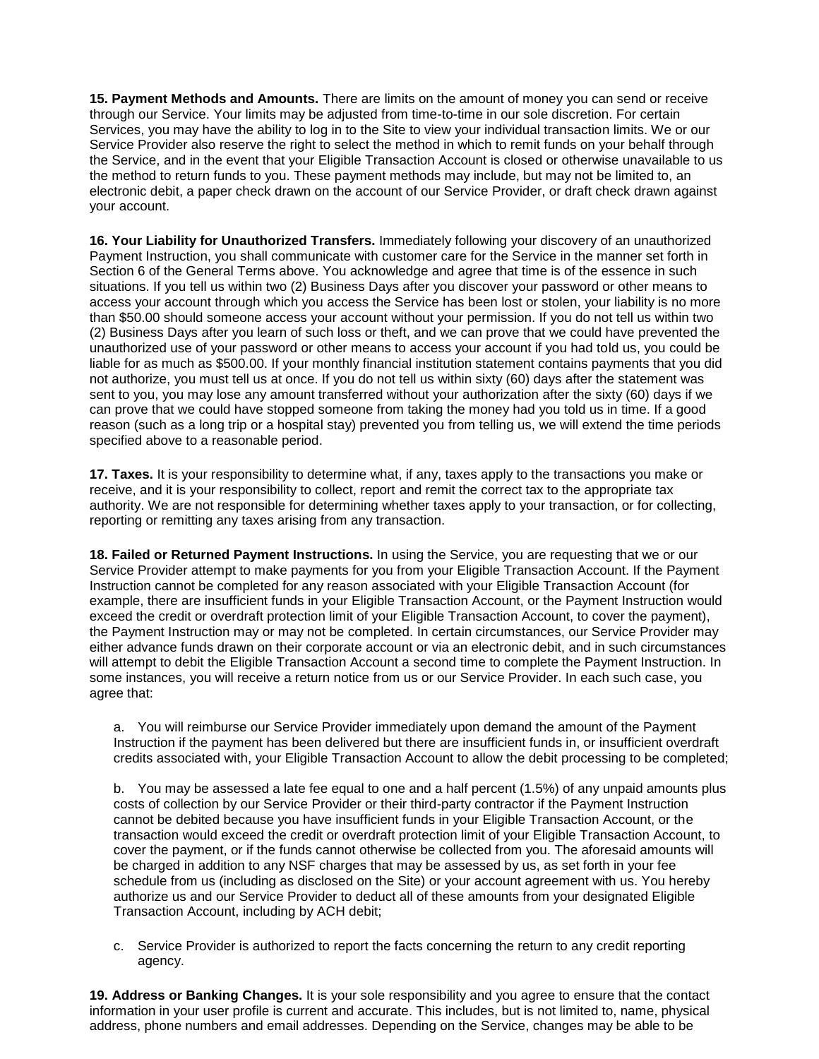**15. Payment Methods and Amounts.** There are limits on the amount of money you can send or receive through our Service. Your limits may be adjusted from time-to-time in our sole discretion. For certain Services, you may have the ability to log in to the Site to view your individual transaction limits. We or our Service Provider also reserve the right to select the method in which to remit funds on your behalf through the Service, and in the event that your Eligible Transaction Account is closed or otherwise unavailable to us the method to return funds to you. These payment methods may include, but may not be limited to, an electronic debit, a paper check drawn on the account of our Service Provider, or draft check drawn against your account.

**16. Your Liability for Unauthorized Transfers.** Immediately following your discovery of an unauthorized Payment Instruction, you shall communicate with customer care for the Service in the manner set forth in Section 6 of the General Terms above. You acknowledge and agree that time is of the essence in such situations. If you tell us within two (2) Business Days after you discover your password or other means to access your account through which you access the Service has been lost or stolen, your liability is no more than $50.00 should someone access your account without your permission. If you do not tell us within two (2) Business Days after you learn of such loss or theft, and we can prove that we could have prevented the unauthorized use of your password or other means to access your account if you had told us, you could be liable for as much as $500.00. If your monthly financial institution statement contains payments that you did not authorize, you must tell us at once. If you do not tell us within sixty (60) days after the statement was sent to you, you may lose any amount transferred without your authorization after the sixty (60) days if we can prove that we could have stopped someone from taking the money had you told us in time. If a good reason (such as a long trip or a hospital stay) prevented you from telling us, we will extend the time periods specified above to a reasonable period.

**17. Taxes.** It is your responsibility to determine what, if any, taxes apply to the transactions you make or receive, and it is your responsibility to collect, report and remit the correct tax to the appropriate tax authority. We are not responsible for determining whether taxes apply to your transaction, or for collecting, reporting or remitting any taxes arising from any transaction.

**18. Failed or Returned Payment Instructions.** In using the Service, you are requesting that we or our Service Provider attempt to make payments for you from your Eligible Transaction Account. If the Payment Instruction cannot be completed for any reason associated with your Eligible Transaction Account (for example, there are insufficient funds in your Eligible Transaction Account, or the Payment Instruction would exceed the credit or overdraft protection limit of your Eligible Transaction Account, to cover the payment), the Payment Instruction may or may not be completed. In certain circumstances, our Service Provider may either advance funds drawn on their corporate account or via an electronic debit, and in such circumstances will attempt to debit the Eligible Transaction Account a second time to complete the Payment Instruction. In some instances, you will receive a return notice from us or our Service Provider. In each such case, you agree that:

a. You will reimburse our Service Provider immediately upon demand the amount of the Payment Instruction if the payment has been delivered but there are insufficient funds in, or insufficient overdraft credits associated with, your Eligible Transaction Account to allow the debit processing to be completed;

b. You may be assessed a late fee equal to one and a half percent (1.5%) of any unpaid amounts plus costs of collection by our Service Provider or their third-party contractor if the Payment Instruction cannot be debited because you have insufficient funds in your Eligible Transaction Account, or the transaction would exceed the credit or overdraft protection limit of your Eligible Transaction Account, to cover the payment, or if the funds cannot otherwise be collected from you. The aforesaid amounts will be charged in addition to any NSF charges that may be assessed by us, as set forth in your fee schedule from us (including as disclosed on the Site) or your account agreement with us. You hereby authorize us and our Service Provider to deduct all of these amounts from your designated Eligible Transaction Account, including by ACH debit;

c. Service Provider is authorized to report the facts concerning the return to any credit reporting agency.

**19. Address or Banking Changes.** It is your sole responsibility and you agree to ensure that the contact information in your user profile is current and accurate. This includes, but is not limited to, name, physical address, phone numbers and email addresses. Depending on the Service, changes may be able to be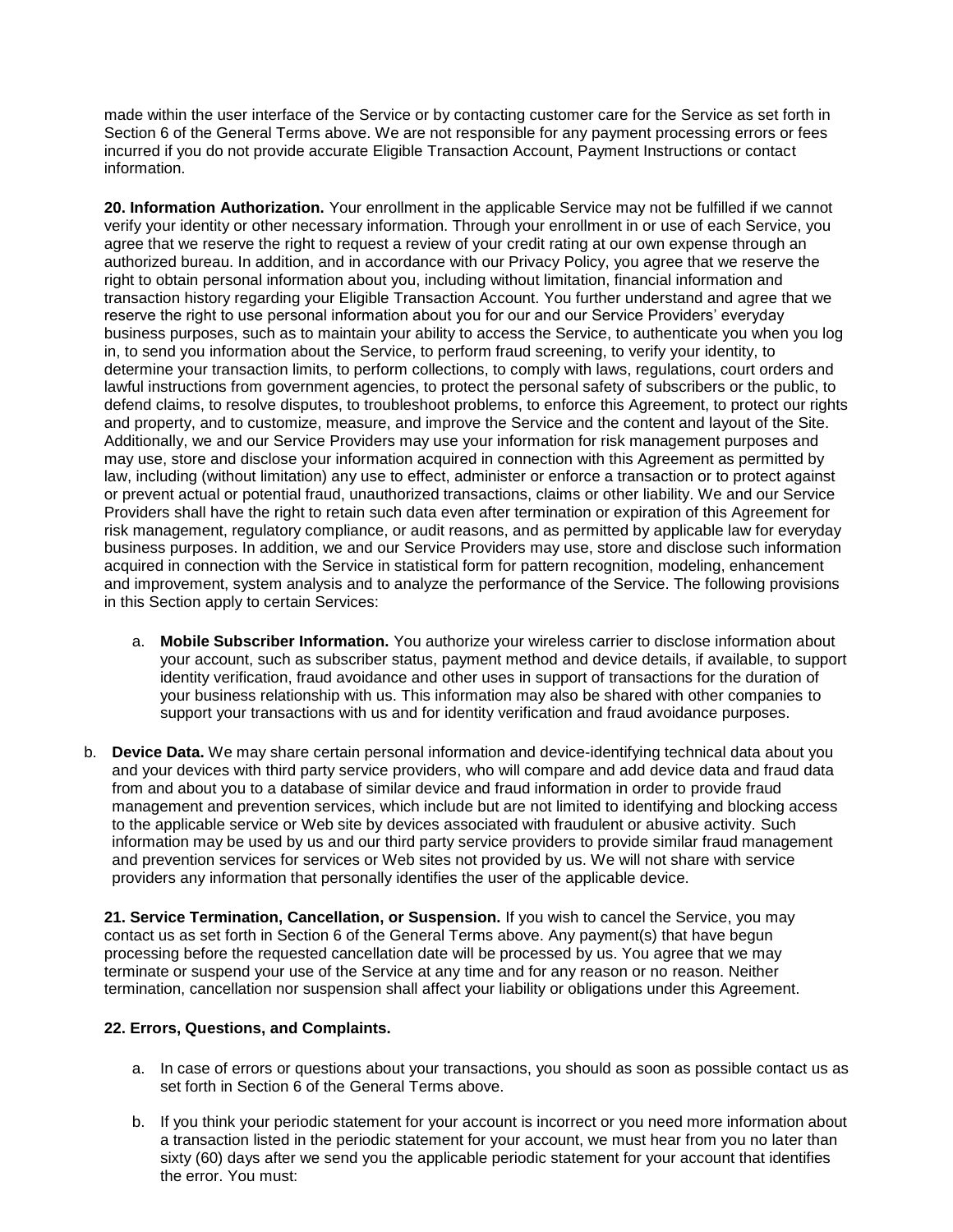made within the user interface of the Service or by contacting customer care for the Service as set forth in Section 6 of the General Terms above. We are not responsible for any payment processing errors or fees incurred if you do not provide accurate Eligible Transaction Account, Payment Instructions or contact information.

**20. Information Authorization.** Your enrollment in the applicable Service may not be fulfilled if we cannot verify your identity or other necessary information. Through your enrollment in or use of each Service, you agree that we reserve the right to request a review of your credit rating at our own expense through an authorized bureau. In addition, and in accordance with our Privacy Policy, you agree that we reserve the right to obtain personal information about you, including without limitation, financial information and transaction history regarding your Eligible Transaction Account. You further understand and agree that we reserve the right to use personal information about you for our and our Service Providers' everyday business purposes, such as to maintain your ability to access the Service, to authenticate you when you log in, to send you information about the Service, to perform fraud screening, to verify your identity, to determine your transaction limits, to perform collections, to comply with laws, regulations, court orders and lawful instructions from government agencies, to protect the personal safety of subscribers or the public, to defend claims, to resolve disputes, to troubleshoot problems, to enforce this Agreement, to protect our rights and property, and to customize, measure, and improve the Service and the content and layout of the Site. Additionally, we and our Service Providers may use your information for risk management purposes and may use, store and disclose your information acquired in connection with this Agreement as permitted by law, including (without limitation) any use to effect, administer or enforce a transaction or to protect against or prevent actual or potential fraud, unauthorized transactions, claims or other liability. We and our Service Providers shall have the right to retain such data even after termination or expiration of this Agreement for risk management, regulatory compliance, or audit reasons, and as permitted by applicable law for everyday business purposes. In addition, we and our Service Providers may use, store and disclose such information acquired in connection with the Service in statistical form for pattern recognition, modeling, enhancement and improvement, system analysis and to analyze the performance of the Service. The following provisions in this Section apply to certain Services:

a. **Mobile Subscriber Information.** You authorize your wireless carrier to disclose information about your account, such as subscriber status, payment method and device details, if available, to support identity verification, fraud avoidance and other uses in support of transactions for the duration of your business relationship with us. This information may also be shared with other companies to support your transactions with us and for identity verification and fraud avoidance purposes.

b. **Device Data.** We may share certain personal information and device-identifying technical data about you and your devices with third party service providers, who will compare and add device data and fraud data from and about you to a database of similar device and fraud information in order to provide fraud management and prevention services, which include but are not limited to identifying and blocking access to the applicable service or Web site by devices associated with fraudulent or abusive activity. Such information may be used by us and our third party service providers to provide similar fraud management and prevention services for services or Web sites not provided by us. We will not share with service providers any information that personally identifies the user of the applicable device.

**21. Service Termination, Cancellation, or Suspension.** If you wish to cancel the Service, you may contact us as set forth in Section 6 of the General Terms above. Any payment(s) that have begun processing before the requested cancellation date will be processed by us. You agree that we may terminate or suspend your use of the Service at any time and for any reason or no reason. Neither termination, cancellation nor suspension shall affect your liability or obligations under this Agreement.

**22. Errors, Questions, and Complaints.**

a. In case of errors or questions about your transactions, you should as soon as possible contact us as set forth in Section 6 of the General Terms above.

b. If you think your periodic statement for your account is incorrect or you need more information about a transaction listed in the periodic statement for your account, we must hear from you no later than sixty (60) days after we send you the applicable periodic statement for your account that identifies the error. You must: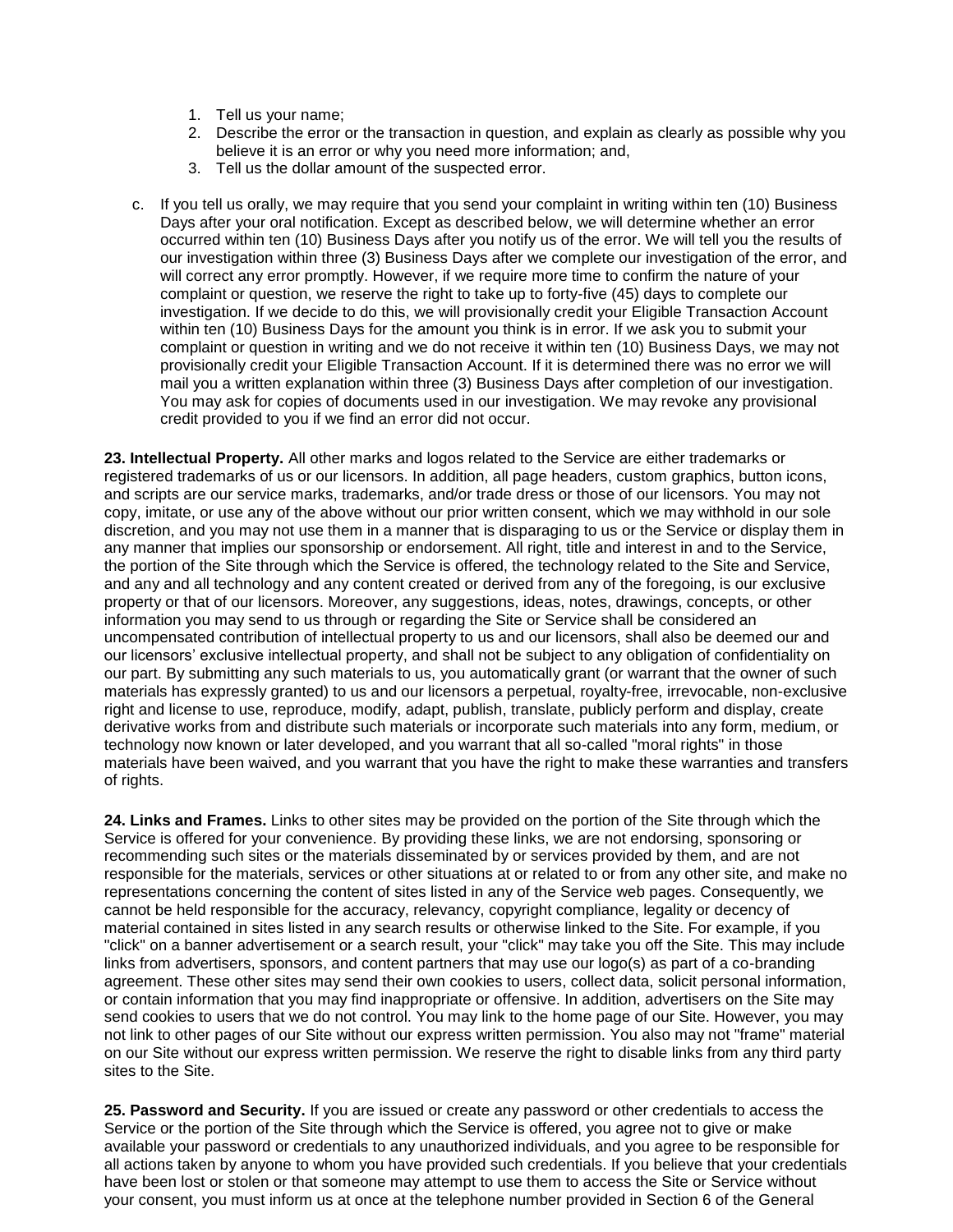1. Tell us your name;
2. Describe the error or the transaction in question, and explain as clearly as possible why you believe it is an error or why you need more information; and,
3. Tell us the dollar amount of the suspected error.

c. If you tell us orally, we may require that you send your complaint in writing within ten (10) Business Days after your oral notification. Except as described below, we will determine whether an error occurred within ten (10) Business Days after you notify us of the error. We will tell you the results of our investigation within three (3) Business Days after we complete our investigation of the error, and will correct any error promptly. However, if we require more time to confirm the nature of your complaint or question, we reserve the right to take up to forty-five (45) days to complete our investigation. If we decide to do this, we will provisionally credit your Eligible Transaction Account within ten (10) Business Days for the amount you think is in error. If we ask you to submit your complaint or question in writing and we do not receive it within ten (10) Business Days, we may not provisionally credit your Eligible Transaction Account. If it is determined there was no error we will mail you a written explanation within three (3) Business Days after completion of our investigation. You may ask for copies of documents used in our investigation. We may revoke any provisional credit provided to you if we find an error did not occur.

**23. Intellectual Property.** All other marks and logos related to the Service are either trademarks or registered trademarks of us or our licensors. In addition, all page headers, custom graphics, button icons, and scripts are our service marks, trademarks, and/or trade dress or those of our licensors. You may not copy, imitate, or use any of the above without our prior written consent, which we may withhold in our sole discretion, and you may not use them in a manner that is disparaging to us or the Service or display them in any manner that implies our sponsorship or endorsement. All right, title and interest in and to the Service, the portion of the Site through which the Service is offered, the technology related to the Site and Service, and any and all technology and any content created or derived from any of the foregoing, is our exclusive property or that of our licensors. Moreover, any suggestions, ideas, notes, drawings, concepts, or other information you may send to us through or regarding the Site or Service shall be considered an uncompensated contribution of intellectual property to us and our licensors, shall also be deemed our and our licensors' exclusive intellectual property, and shall not be subject to any obligation of confidentiality on our part. By submitting any such materials to us, you automatically grant (or warrant that the owner of such materials has expressly granted) to us and our licensors a perpetual, royalty-free, irrevocable, non-exclusive right and license to use, reproduce, modify, adapt, publish, translate, publicly perform and display, create derivative works from and distribute such materials or incorporate such materials into any form, medium, or technology now known or later developed, and you warrant that all so-called "moral rights" in those materials have been waived, and you warrant that you have the right to make these warranties and transfers of rights.

**24. Links and Frames.** Links to other sites may be provided on the portion of the Site through which the Service is offered for your convenience. By providing these links, we are not endorsing, sponsoring or recommending such sites or the materials disseminated by or services provided by them, and are not responsible for the materials, services or other situations at or related to or from any other site, and make no representations concerning the content of sites listed in any of the Service web pages. Consequently, we cannot be held responsible for the accuracy, relevancy, copyright compliance, legality or decency of material contained in sites listed in any search results or otherwise linked to the Site. For example, if you "click" on a banner advertisement or a search result, your "click" may take you off the Site. This may include links from advertisers, sponsors, and content partners that may use our logo(s) as part of a co-branding agreement. These other sites may send their own cookies to users, collect data, solicit personal information, or contain information that you may find inappropriate or offensive. In addition, advertisers on the Site may send cookies to users that we do not control. You may link to the home page of our Site. However, you may not link to other pages of our Site without our express written permission. You also may not "frame" material on our Site without our express written permission. We reserve the right to disable links from any third party sites to the Site.

**25. Password and Security.** If you are issued or create any password or other credentials to access the Service or the portion of the Site through which the Service is offered, you agree not to give or make available your password or credentials to any unauthorized individuals, and you agree to be responsible for all actions taken by anyone to whom you have provided such credentials. If you believe that your credentials have been lost or stolen or that someone may attempt to use them to access the Site or Service without your consent, you must inform us at once at the telephone number provided in Section 6 of the General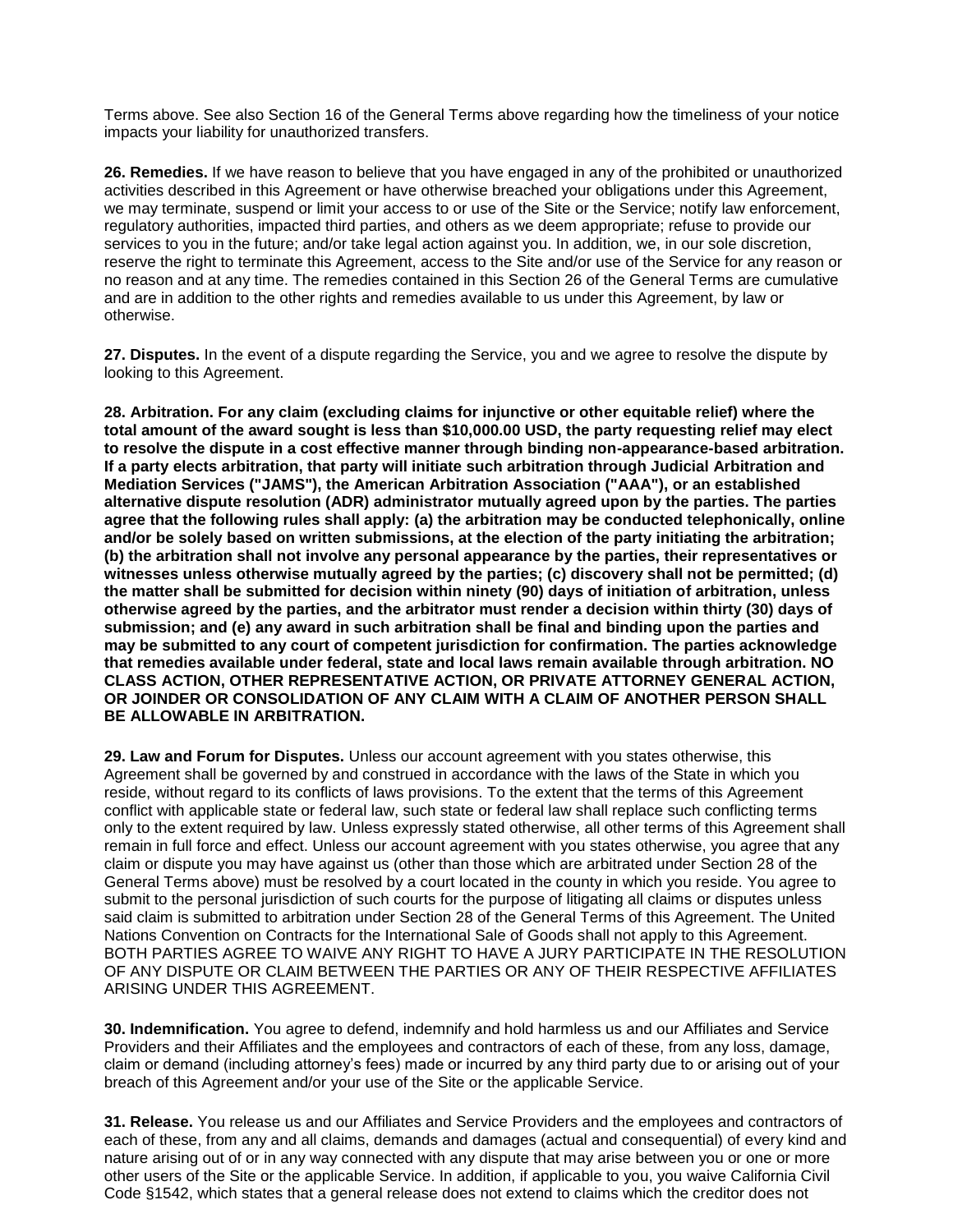Terms above. See also Section 16 of the General Terms above regarding how the timeliness of your notice impacts your liability for unauthorized transfers.

**26. Remedies.** If we have reason to believe that you have engaged in any of the prohibited or unauthorized activities described in this Agreement or have otherwise breached your obligations under this Agreement, we may terminate, suspend or limit your access to or use of the Site or the Service; notify law enforcement, regulatory authorities, impacted third parties, and others as we deem appropriate; refuse to provide our services to you in the future; and/or take legal action against you. In addition, we, in our sole discretion, reserve the right to terminate this Agreement, access to the Site and/or use of the Service for any reason or no reason and at any time. The remedies contained in this Section 26 of the General Terms are cumulative and are in addition to the other rights and remedies available to us under this Agreement, by law or otherwise.

**27. Disputes.** In the event of a dispute regarding the Service, you and we agree to resolve the dispute by looking to this Agreement.

**28. Arbitration. For any claim (excluding claims for injunctive or other equitable relief) where the total amount of the award sought is less than $10,000.00 USD, the party requesting relief may elect to resolve the dispute in a cost effective manner through binding non-appearance-based arbitration. If a party elects arbitration, that party will initiate such arbitration through Judicial Arbitration and Mediation Services ("JAMS"), the American Arbitration Association ("AAA"), or an established alternative dispute resolution (ADR) administrator mutually agreed upon by the parties. The parties agree that the following rules shall apply: (a) the arbitration may be conducted telephonically, online and/or be solely based on written submissions, at the election of the party initiating the arbitration; (b) the arbitration shall not involve any personal appearance by the parties, their representatives or witnesses unless otherwise mutually agreed by the parties; (c) discovery shall not be permitted; (d) the matter shall be submitted for decision within ninety (90) days of initiation of arbitration, unless otherwise agreed by the parties, and the arbitrator must render a decision within thirty (30) days of submission; and (e) any award in such arbitration shall be final and binding upon the parties and may be submitted to any court of competent jurisdiction for confirmation. The parties acknowledge that remedies available under federal, state and local laws remain available through arbitration. NO CLASS ACTION, OTHER REPRESENTATIVE ACTION, OR PRIVATE ATTORNEY GENERAL ACTION, OR JOINDER OR CONSOLIDATION OF ANY CLAIM WITH A CLAIM OF ANOTHER PERSON SHALL BE ALLOWABLE IN ARBITRATION.**

**29. Law and Forum for Disputes.** Unless our account agreement with you states otherwise, this Agreement shall be governed by and construed in accordance with the laws of the State in which you reside, without regard to its conflicts of laws provisions. To the extent that the terms of this Agreement conflict with applicable state or federal law, such state or federal law shall replace such conflicting terms only to the extent required by law. Unless expressly stated otherwise, all other terms of this Agreement shall remain in full force and effect. Unless our account agreement with you states otherwise, you agree that any claim or dispute you may have against us (other than those which are arbitrated under Section 28 of the General Terms above) must be resolved by a court located in the county in which you reside. You agree to submit to the personal jurisdiction of such courts for the purpose of litigating all claims or disputes unless said claim is submitted to arbitration under Section 28 of the General Terms of this Agreement. The United Nations Convention on Contracts for the International Sale of Goods shall not apply to this Agreement. BOTH PARTIES AGREE TO WAIVE ANY RIGHT TO HAVE A JURY PARTICIPATE IN THE RESOLUTION OF ANY DISPUTE OR CLAIM BETWEEN THE PARTIES OR ANY OF THEIR RESPECTIVE AFFILIATES ARISING UNDER THIS AGREEMENT.

**30. Indemnification.** You agree to defend, indemnify and hold harmless us and our Affiliates and Service Providers and their Affiliates and the employees and contractors of each of these, from any loss, damage, claim or demand (including attorney's fees) made or incurred by any third party due to or arising out of your breach of this Agreement and/or your use of the Site or the applicable Service.

**31. Release.** You release us and our Affiliates and Service Providers and the employees and contractors of each of these, from any and all claims, demands and damages (actual and consequential) of every kind and nature arising out of or in any way connected with any dispute that may arise between you or one or more other users of the Site or the applicable Service. In addition, if applicable to you, you waive California Civil Code §1542, which states that a general release does not extend to claims which the creditor does not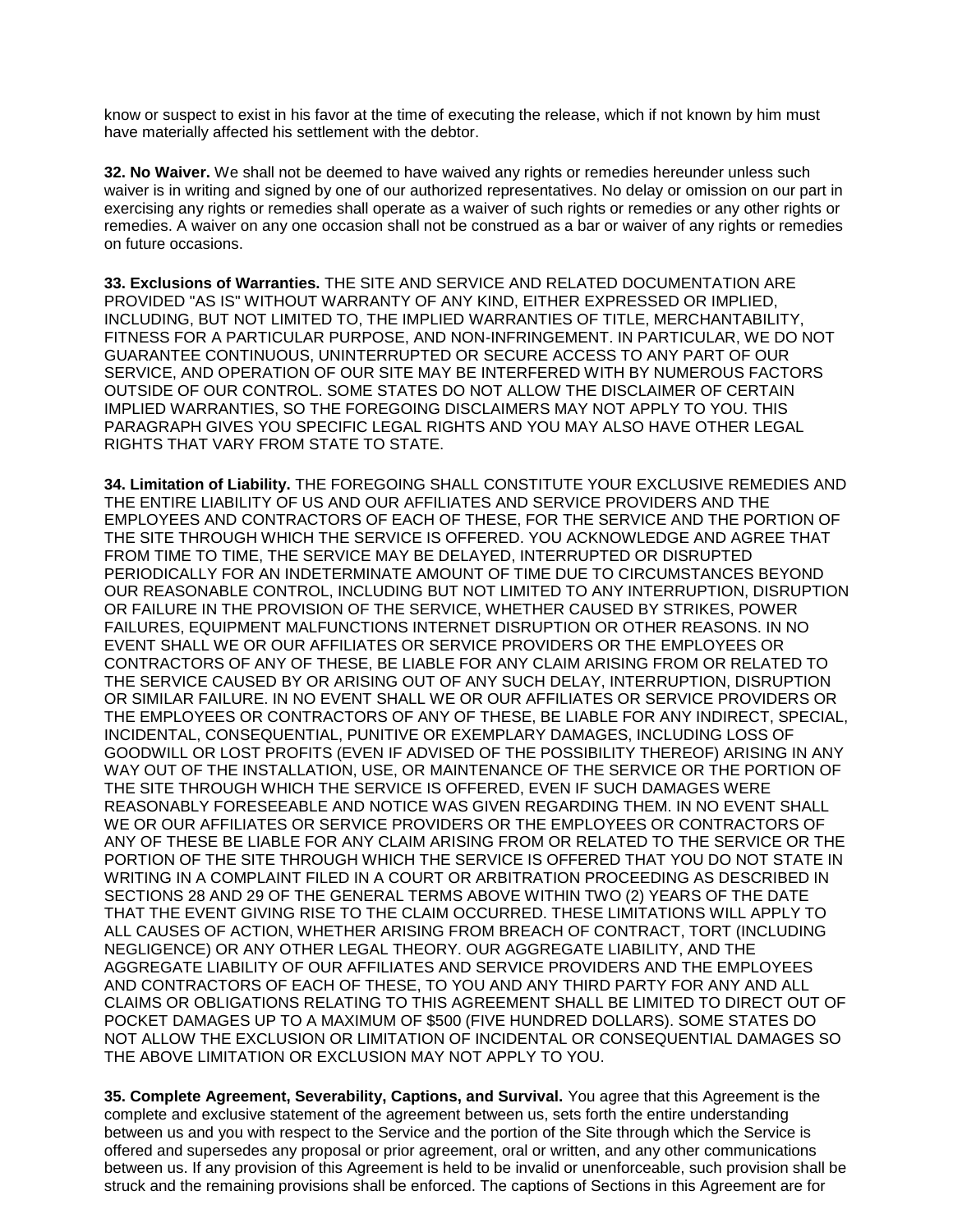know or suspect to exist in his favor at the time of executing the release, which if not known by him must have materially affected his settlement with the debtor.

**32. No Waiver.** We shall not be deemed to have waived any rights or remedies hereunder unless such waiver is in writing and signed by one of our authorized representatives. No delay or omission on our part in exercising any rights or remedies shall operate as a waiver of such rights or remedies or any other rights or remedies. A waiver on any one occasion shall not be construed as a bar or waiver of any rights or remedies on future occasions.

**33. Exclusions of Warranties.** THE SITE AND SERVICE AND RELATED DOCUMENTATION ARE PROVIDED "AS IS" WITHOUT WARRANTY OF ANY KIND, EITHER EXPRESSED OR IMPLIED, INCLUDING, BUT NOT LIMITED TO, THE IMPLIED WARRANTIES OF TITLE, MERCHANTABILITY, FITNESS FOR A PARTICULAR PURPOSE, AND NON-INFRINGEMENT. IN PARTICULAR, WE DO NOT GUARANTEE CONTINUOUS, UNINTERRUPTED OR SECURE ACCESS TO ANY PART OF OUR SERVICE, AND OPERATION OF OUR SITE MAY BE INTERFERED WITH BY NUMEROUS FACTORS OUTSIDE OF OUR CONTROL. SOME STATES DO NOT ALLOW THE DISCLAIMER OF CERTAIN IMPLIED WARRANTIES, SO THE FOREGOING DISCLAIMERS MAY NOT APPLY TO YOU. THIS PARAGRAPH GIVES YOU SPECIFIC LEGAL RIGHTS AND YOU MAY ALSO HAVE OTHER LEGAL RIGHTS THAT VARY FROM STATE TO STATE.

**34. Limitation of Liability.** THE FOREGOING SHALL CONSTITUTE YOUR EXCLUSIVE REMEDIES AND THE ENTIRE LIABILITY OF US AND OUR AFFILIATES AND SERVICE PROVIDERS AND THE EMPLOYEES AND CONTRACTORS OF EACH OF THESE, FOR THE SERVICE AND THE PORTION OF THE SITE THROUGH WHICH THE SERVICE IS OFFERED. YOU ACKNOWLEDGE AND AGREE THAT FROM TIME TO TIME, THE SERVICE MAY BE DELAYED, INTERRUPTED OR DISRUPTED PERIODICALLY FOR AN INDETERMINATE AMOUNT OF TIME DUE TO CIRCUMSTANCES BEYOND OUR REASONABLE CONTROL, INCLUDING BUT NOT LIMITED TO ANY INTERRUPTION, DISRUPTION OR FAILURE IN THE PROVISION OF THE SERVICE, WHETHER CAUSED BY STRIKES, POWER FAILURES, EQUIPMENT MALFUNCTIONS INTERNET DISRUPTION OR OTHER REASONS. IN NO EVENT SHALL WE OR OUR AFFILIATES OR SERVICE PROVIDERS OR THE EMPLOYEES OR CONTRACTORS OF ANY OF THESE, BE LIABLE FOR ANY CLAIM ARISING FROM OR RELATED TO THE SERVICE CAUSED BY OR ARISING OUT OF ANY SUCH DELAY, INTERRUPTION, DISRUPTION OR SIMILAR FAILURE. IN NO EVENT SHALL WE OR OUR AFFILIATES OR SERVICE PROVIDERS OR THE EMPLOYEES OR CONTRACTORS OF ANY OF THESE, BE LIABLE FOR ANY INDIRECT, SPECIAL, INCIDENTAL, CONSEQUENTIAL, PUNITIVE OR EXEMPLARY DAMAGES, INCLUDING LOSS OF GOODWILL OR LOST PROFITS (EVEN IF ADVISED OF THE POSSIBILITY THEREOF) ARISING IN ANY WAY OUT OF THE INSTALLATION, USE, OR MAINTENANCE OF THE SERVICE OR THE PORTION OF THE SITE THROUGH WHICH THE SERVICE IS OFFERED, EVEN IF SUCH DAMAGES WERE REASONABLY FORESEEABLE AND NOTICE WAS GIVEN REGARDING THEM. IN NO EVENT SHALL WE OR OUR AFFILIATES OR SERVICE PROVIDERS OR THE EMPLOYEES OR CONTRACTORS OF ANY OF THESE BE LIABLE FOR ANY CLAIM ARISING FROM OR RELATED TO THE SERVICE OR THE PORTION OF THE SITE THROUGH WHICH THE SERVICE IS OFFERED THAT YOU DO NOT STATE IN WRITING IN A COMPLAINT FILED IN A COURT OR ARBITRATION PROCEEDING AS DESCRIBED IN SECTIONS 28 AND 29 OF THE GENERAL TERMS ABOVE WITHIN TWO (2) YEARS OF THE DATE THAT THE EVENT GIVING RISE TO THE CLAIM OCCURRED. THESE LIMITATIONS WILL APPLY TO ALL CAUSES OF ACTION, WHETHER ARISING FROM BREACH OF CONTRACT, TORT (INCLUDING NEGLIGENCE) OR ANY OTHER LEGAL THEORY. OUR AGGREGATE LIABILITY, AND THE AGGREGATE LIABILITY OF OUR AFFILIATES AND SERVICE PROVIDERS AND THE EMPLOYEES AND CONTRACTORS OF EACH OF THESE, TO YOU AND ANY THIRD PARTY FOR ANY AND ALL CLAIMS OR OBLIGATIONS RELATING TO THIS AGREEMENT SHALL BE LIMITED TO DIRECT OUT OF POCKET DAMAGES UP TO A MAXIMUM OF $500 (FIVE HUNDRED DOLLARS). SOME STATES DO NOT ALLOW THE EXCLUSION OR LIMITATION OF INCIDENTAL OR CONSEQUENTIAL DAMAGES SO THE ABOVE LIMITATION OR EXCLUSION MAY NOT APPLY TO YOU.

**35. Complete Agreement, Severability, Captions, and Survival.** You agree that this Agreement is the complete and exclusive statement of the agreement between us, sets forth the entire understanding between us and you with respect to the Service and the portion of the Site through which the Service is offered and supersedes any proposal or prior agreement, oral or written, and any other communications between us. If any provision of this Agreement is held to be invalid or unenforceable, such provision shall be struck and the remaining provisions shall be enforced. The captions of Sections in this Agreement are for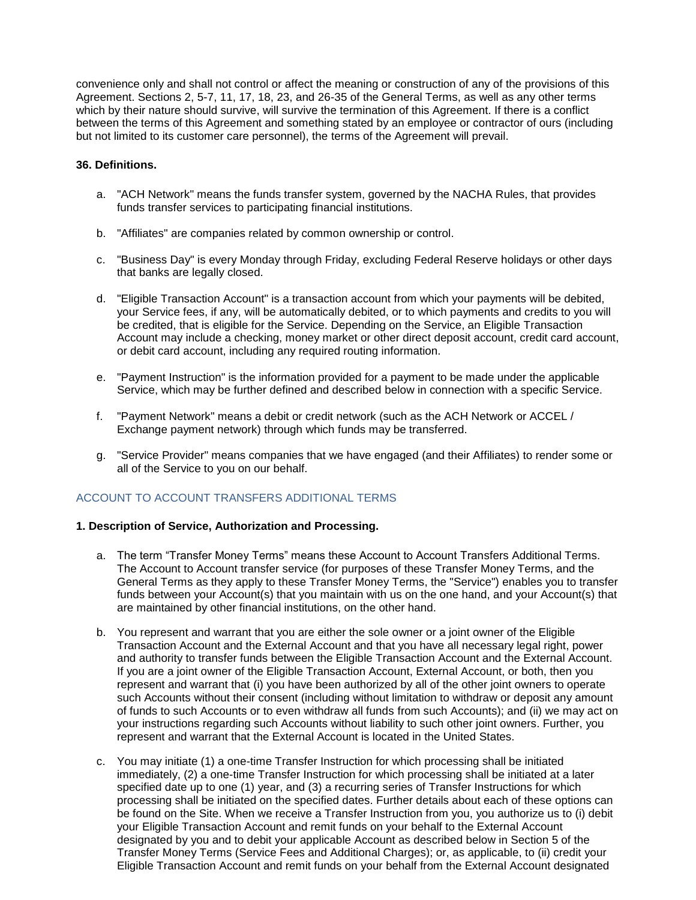convenience only and shall not control or affect the meaning or construction of any of the provisions of this Agreement. Sections 2, 5-7, 11, 17, 18, 23, and 26-35 of the General Terms, as well as any other terms which by their nature should survive, will survive the termination of this Agreement. If there is a conflict between the terms of this Agreement and something stated by an employee or contractor of ours (including but not limited to its customer care personnel), the terms of the Agreement will prevail.

**36. Definitions.**

a. "ACH Network" means the funds transfer system, governed by the NACHA Rules, that provides funds transfer services to participating financial institutions.

b. "Affiliates" are companies related by common ownership or control.

c. "Business Day" is every Monday through Friday, excluding Federal Reserve holidays or other days that banks are legally closed.

d. "Eligible Transaction Account" is a transaction account from which your payments will be debited, your Service fees, if any, will be automatically debited, or to which payments and credits to you will be credited, that is eligible for the Service. Depending on the Service, an Eligible Transaction Account may include a checking, money market or other direct deposit account, credit card account, or debit card account, including any required routing information.

e. "Payment Instruction" is the information provided for a payment to be made under the applicable Service, which may be further defined and described below in connection with a specific Service.

f. "Payment Network" means a debit or credit network (such as the ACH Network or ACCEL / Exchange payment network) through which funds may be transferred.

g. "Service Provider" means companies that we have engaged (and their Affiliates) to render some or all of the Service to you on our behalf.

## ACCOUNT TO ACCOUNT TRANSFERS ADDITIONAL TERMS

**1. Description of Service, Authorization and Processing.**

a. The term "Transfer Money Terms" means these Account to Account Transfers Additional Terms. The Account to Account transfer service (for purposes of these Transfer Money Terms, and the General Terms as they apply to these Transfer Money Terms, the "Service") enables you to transfer funds between your Account(s) that you maintain with us on the one hand, and your Account(s) that are maintained by other financial institutions, on the other hand.

b. You represent and warrant that you are either the sole owner or a joint owner of the Eligible Transaction Account and the External Account and that you have all necessary legal right, power and authority to transfer funds between the Eligible Transaction Account and the External Account. If you are a joint owner of the Eligible Transaction Account, External Account, or both, then you represent and warrant that (i) you have been authorized by all of the other joint owners to operate such Accounts without their consent (including without limitation to withdraw or deposit any amount of funds to such Accounts or to even withdraw all funds from such Accounts); and (ii) we may act on your instructions regarding such Accounts without liability to such other joint owners. Further, you represent and warrant that the External Account is located in the United States.

c. You may initiate (1) a one-time Transfer Instruction for which processing shall be initiated immediately, (2) a one-time Transfer Instruction for which processing shall be initiated at a later specified date up to one (1) year, and (3) a recurring series of Transfer Instructions for which processing shall be initiated on the specified dates. Further details about each of these options can be found on the Site. When we receive a Transfer Instruction from you, you authorize us to (i) debit your Eligible Transaction Account and remit funds on your behalf to the External Account designated by you and to debit your applicable Account as described below in Section 5 of the Transfer Money Terms (Service Fees and Additional Charges); or, as applicable, to (ii) credit your Eligible Transaction Account and remit funds on your behalf from the External Account designated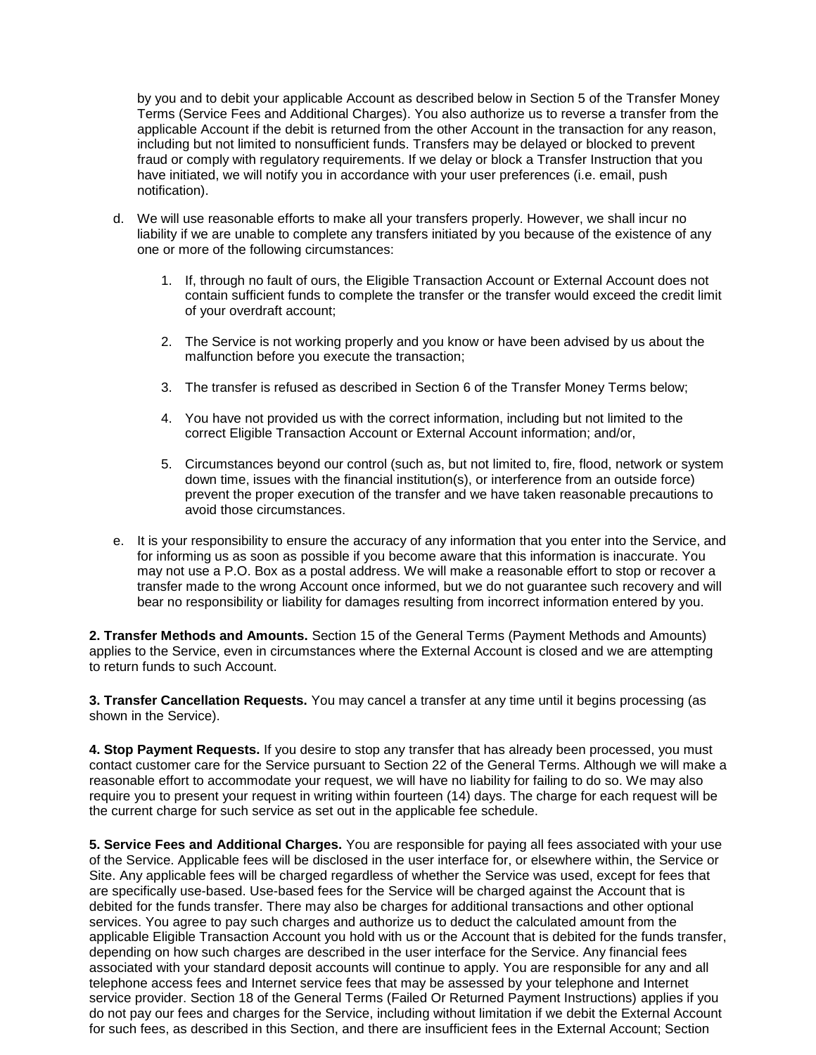by you and to debit your applicable Account as described below in Section 5 of the Transfer Money Terms (Service Fees and Additional Charges). You also authorize us to reverse a transfer from the applicable Account if the debit is returned from the other Account in the transaction for any reason, including but not limited to nonsufficient funds. Transfers may be delayed or blocked to prevent fraud or comply with regulatory requirements. If we delay or block a Transfer Instruction that you have initiated, we will notify you in accordance with your user preferences (i.e. email, push notification).

d. We will use reasonable efforts to make all your transfers properly. However, we shall incur no liability if we are unable to complete any transfers initiated by you because of the existence of any one or more of the following circumstances:

   1. If, through no fault of ours, the Eligible Transaction Account or External Account does not contain sufficient funds to complete the transfer or the transfer would exceed the credit limit of your overdraft account;

   2. The Service is not working properly and you know or have been advised by us about the malfunction before you execute the transaction;

   3. The transfer is refused as described in Section 6 of the Transfer Money Terms below;

   4. You have not provided us with the correct information, including but not limited to the correct Eligible Transaction Account or External Account information; and/or,

   5. Circumstances beyond our control (such as, but not limited to, fire, flood, network or system down time, issues with the financial institution(s), or interference from an outside force) prevent the proper execution of the transfer and we have taken reasonable precautions to avoid those circumstances.

e. It is your responsibility to ensure the accuracy of any information that you enter into the Service, and for informing us as soon as possible if you become aware that this information is inaccurate. You may not use a P.O. Box as a postal address. We will make a reasonable effort to stop or recover a transfer made to the wrong Account once informed, but we do not guarantee such recovery and will bear no responsibility or liability for damages resulting from incorrect information entered by you.

**2. Transfer Methods and Amounts.** Section 15 of the General Terms (Payment Methods and Amounts) applies to the Service, even in circumstances where the External Account is closed and we are attempting to return funds to such Account.

**3. Transfer Cancellation Requests.** You may cancel a transfer at any time until it begins processing (as shown in the Service).

**4. Stop Payment Requests.** If you desire to stop any transfer that has already been processed, you must contact customer care for the Service pursuant to Section 22 of the General Terms. Although we will make a reasonable effort to accommodate your request, we will have no liability for failing to do so. We may also require you to present your request in writing within fourteen (14) days. The charge for each request will be the current charge for such service as set out in the applicable fee schedule.

**5. Service Fees and Additional Charges.** You are responsible for paying all fees associated with your use of the Service. Applicable fees will be disclosed in the user interface for, or elsewhere within, the Service or Site. Any applicable fees will be charged regardless of whether the Service was used, except for fees that are specifically use-based. Use-based fees for the Service will be charged against the Account that is debited for the funds transfer. There may also be charges for additional transactions and other optional services. You agree to pay such charges and authorize us to deduct the calculated amount from the applicable Eligible Transaction Account you hold with us or the Account that is debited for the funds transfer, depending on how such charges are described in the user interface for the Service. Any financial fees associated with your standard deposit accounts will continue to apply. You are responsible for any and all telephone access fees and Internet service fees that may be assessed by your telephone and Internet service provider. Section 18 of the General Terms (Failed Or Returned Payment Instructions) applies if you do not pay our fees and charges for the Service, including without limitation if we debit the External Account for such fees, as described in this Section, and there are insufficient fees in the External Account; Section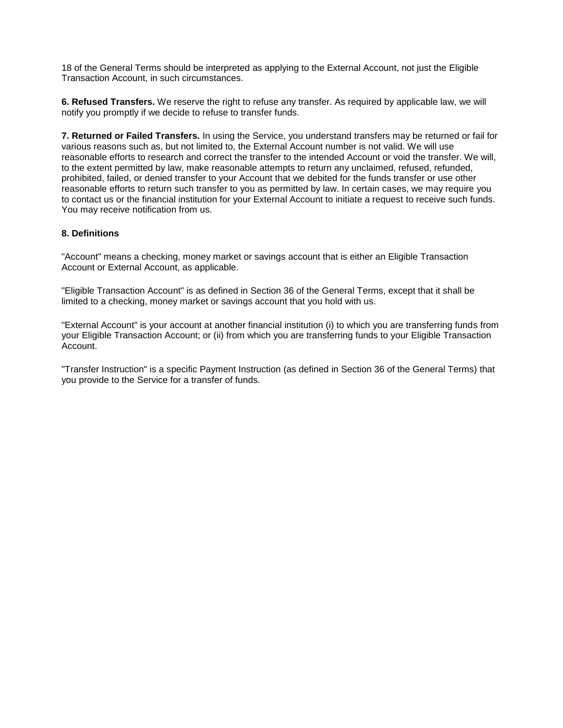18 of the General Terms should be interpreted as applying to the External Account, not just the Eligible Transaction Account, in such circumstances.

**6. Refused Transfers.** We reserve the right to refuse any transfer. As required by applicable law, we will notify you promptly if we decide to refuse to transfer funds.

**7. Returned or Failed Transfers.** In using the Service, you understand transfers may be returned or fail for various reasons such as, but not limited to, the External Account number is not valid. We will use reasonable efforts to research and correct the transfer to the intended Account or void the transfer. We will, to the extent permitted by law, make reasonable attempts to return any unclaimed, refused, refunded, prohibited, failed, or denied transfer to your Account that we debited for the funds transfer or use other reasonable efforts to return such transfer to you as permitted by law. In certain cases, we may require you to contact us or the financial institution for your External Account to initiate a request to receive such funds. You may receive notification from us.

**8. Definitions**

"Account" means a checking, money market or savings account that is either an Eligible Transaction Account or External Account, as applicable.

"Eligible Transaction Account" is as defined in Section 36 of the General Terms, except that it shall be limited to a checking, money market or savings account that you hold with us.

"External Account" is your account at another financial institution (i) to which you are transferring funds from your Eligible Transaction Account; or (ii) from which you are transferring funds to your Eligible Transaction Account.

"Transfer Instruction" is a specific Payment Instruction (as defined in Section 36 of the General Terms) that you provide to the Service for a transfer of funds.